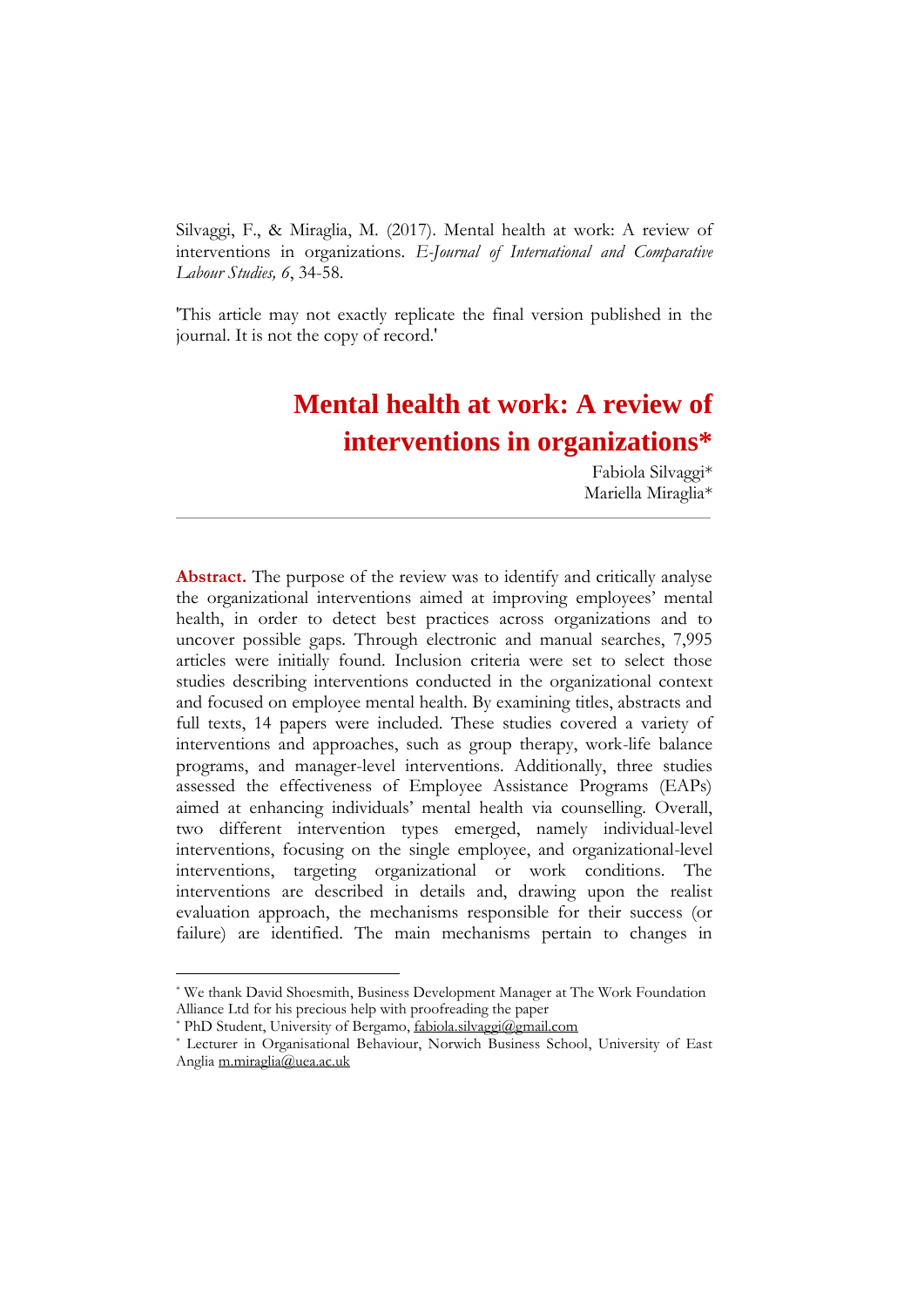Silvaggi, F., & Miraglia, M. (2017). Mental health at work: A review of interventions in organizations. *E-Journal of International and Comparative Labour Studies, 6*, 34-58.

'This article may not exactly replicate the final version published in the journal. It is not the copy of record.'

# Mental health at work: A review of interventions in organizations*

Fabiola Silvaggi*
Mariella Miraglia*

---

**Abstract.** The purpose of the review was to identify and critically analyse the organizational interventions aimed at improving employees' mental health, in order to detect best practices across organizations and to uncover possible gaps. Through electronic and manual searches, 7,995 articles were initially found. Inclusion criteria were set to select those studies describing interventions conducted in the organizational context and focused on employee mental health. By examining titles, abstracts and full texts, 14 papers were included. These studies covered a variety of interventions and approaches, such as group therapy, work-life balance programs, and manager-level interventions. Additionally, three studies assessed the effectiveness of Employee Assistance Programs (EAPs) aimed at enhancing individuals' mental health via counselling. Overall, two different intervention types emerged, namely individual-level interventions, focusing on the single employee, and organizational-level interventions, targeting organizational or work conditions. The interventions are described in details and, drawing upon the realist evaluation approach, the mechanisms responsible for their success (or failure) are identified. The main mechanisms pertain to changes in

---

* We thank David Shoesmith, Business Development Manager at The Work Foundation Alliance Ltd for his precious help with proofreading the paper

* PhD Student, University of Bergamo, fabiola.silvaggi@gmail.com

* Lecturer in Organisational Behaviour, Norwich Business School, University of East Anglia m.miraglia@uea.ac.uk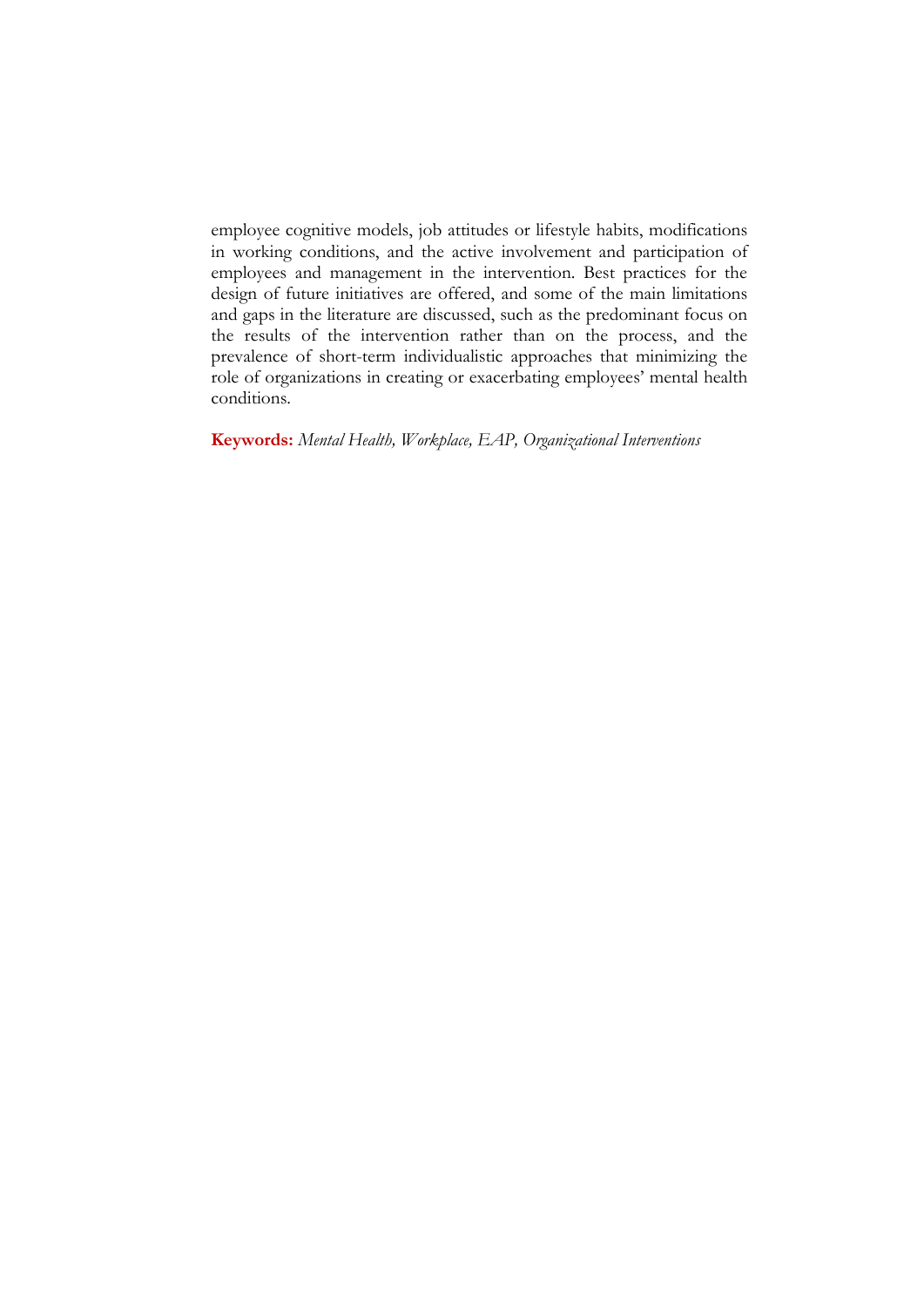employee cognitive models, job attitudes or lifestyle habits, modifications in working conditions, and the active involvement and participation of employees and management in the intervention. Best practices for the design of future initiatives are offered, and some of the main limitations and gaps in the literature are discussed, such as the predominant focus on the results of the intervention rather than on the process, and the prevalence of short-term individualistic approaches that minimizing the role of organizations in creating or exacerbating employees' mental health conditions.

**Keywords:** *Mental Health, Workplace, EAP, Organizational Interventions*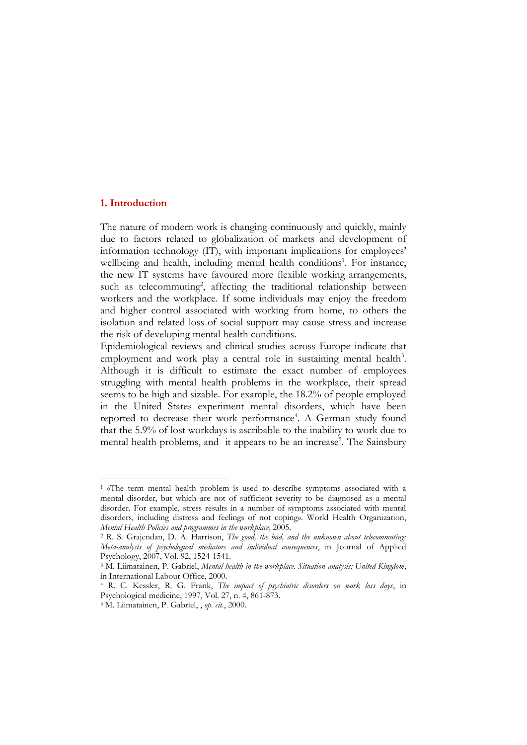## 1. Introduction

The nature of modern work is changing continuously and quickly, mainly due to factors related to globalization of markets and development of information technology (IT), with important implications for employees' wellbeing and health, including mental health conditions[1]. For instance, the new IT systems have favoured more flexible working arrangements, such as telecommuting[2], affecting the traditional relationship between workers and the workplace. If some individuals may enjoy the freedom and higher control associated with working from home, to others the isolation and related loss of social support may cause stress and increase the risk of developing mental health conditions.

Epidemiological reviews and clinical studies across Europe indicate that employment and work play a central role in sustaining mental health[3]. Although it is difficult to estimate the exact number of employees struggling with mental health problems in the workplace, their spread seems to be high and sizable. For example, the 18.2% of people employed in the United States experiment mental disorders, which have been reported to decrease their work performance[4]. A German study found that the 5.9% of lost workdays is ascribable to the inability to work due to mental health problems, and it appears to be an increase[5]. The Sainsbury

---

[1] «The term mental health problem is used to describe symptoms associated with a mental disorder, but which are not of sufficient severity to be diagnosed as a mental disorder. For example, stress results in a number of symptoms associated with mental disorders, including distress and feelings of not coping». World Health Organization, *Mental Health Policies and programmes in the workplace*, 2005.

[2] R. S. Grajendan, D. A. Harrison, *The good, the bad, and the unknown about telecommuting: Meta-analysis of psychological mediators and individual consequences*, in Journal of Applied Psychology, 2007, Vol. 92, 1524-1541.

[3] M. Liimatainen, P. Gabriel, *Mental health in the workplace. Situation analysis: United Kingdom*, in International Labour Office, 2000.

[4] R. C. Kessler, R. G. Frank, *The impact of psychiatric disorders on work loss days*, in Psychological medicine, 1997, Vol. 27, n. 4, 861-873.

[5] M. Liimatainen, P. Gabriel, , *op. cit*., 2000.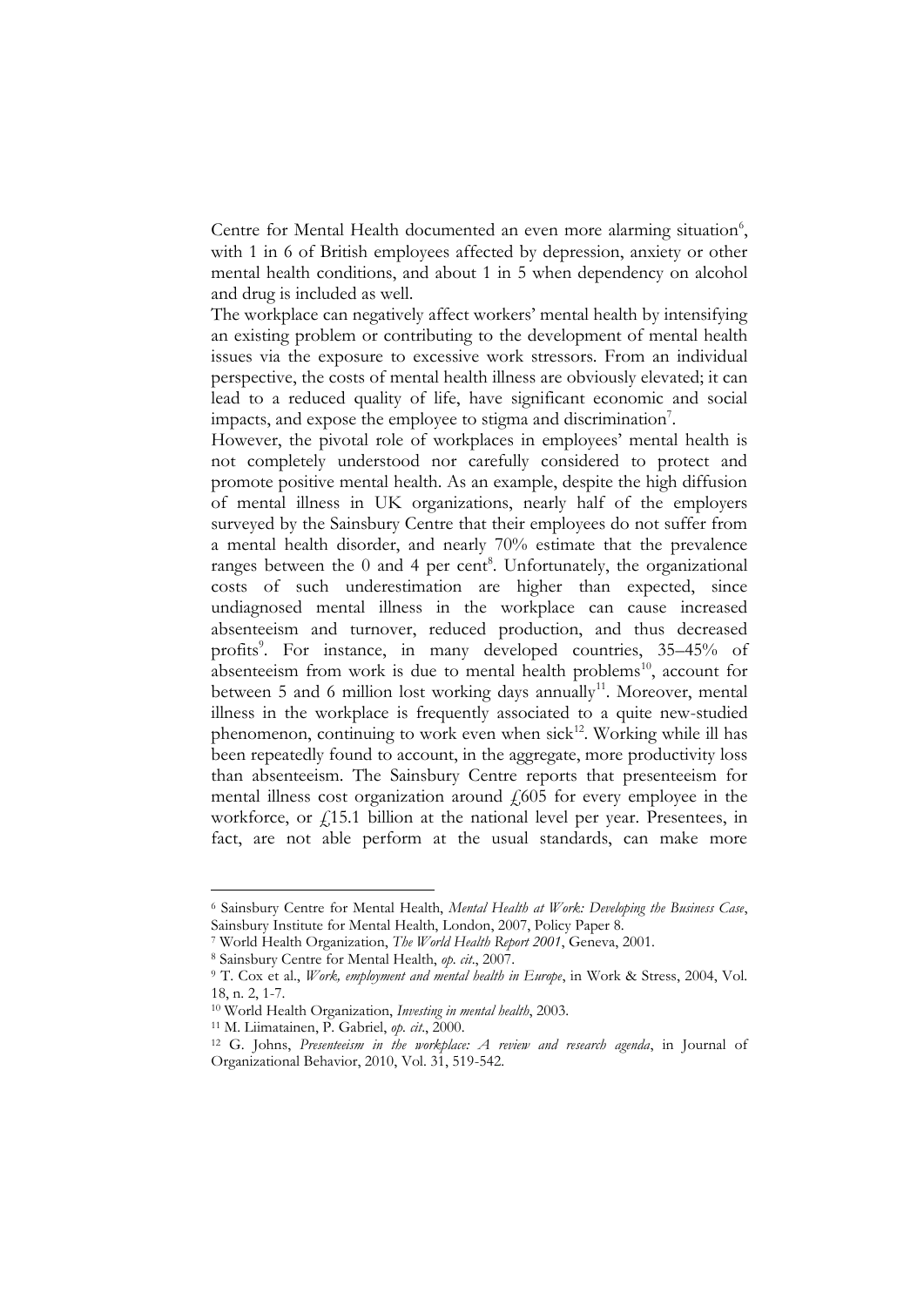Centre for Mental Health documented an even more alarming situation[6], with 1 in 6 of British employees affected by depression, anxiety or other mental health conditions, and about 1 in 5 when dependency on alcohol and drug is included as well.

The workplace can negatively affect workers' mental health by intensifying an existing problem or contributing to the development of mental health issues via the exposure to excessive work stressors. From an individual perspective, the costs of mental health illness are obviously elevated; it can lead to a reduced quality of life, have significant economic and social impacts, and expose the employee to stigma and discrimination[7].

However, the pivotal role of workplaces in employees' mental health is not completely understood nor carefully considered to protect and promote positive mental health. As an example, despite the high diffusion of mental illness in UK organizations, nearly half of the employers surveyed by the Sainsbury Centre that their employees do not suffer from a mental health disorder, and nearly 70% estimate that the prevalence ranges between the 0 and 4 per cent[8]. Unfortunately, the organizational costs of such underestimation are higher than expected, since undiagnosed mental illness in the workplace can cause increased absenteeism and turnover, reduced production, and thus decreased profits[9]. For instance, in many developed countries, 35–45% of absenteeism from work is due to mental health problems[10], account for between 5 and 6 million lost working days annually[11]. Moreover, mental illness in the workplace is frequently associated to a quite new-studied phenomenon, continuing to work even when sick[12]. Working while ill has been repeatedly found to account, in the aggregate, more productivity loss than absenteeism. The Sainsbury Centre reports that presenteeism for mental illness cost organization around £605 for every employee in the workforce, or £15.1 billion at the national level per year. Presentees, in fact, are not able perform at the usual standards, can make more

---

[6] Sainsbury Centre for Mental Health, *Mental Health at Work: Developing the Business Case*, Sainsbury Institute for Mental Health, London, 2007, Policy Paper 8.

[7] World Health Organization, *The World Health Report 2001*, Geneva, 2001.

[8] Sainsbury Centre for Mental Health, *op. cit.*, 2007.

[9] T. Cox et al., *Work, employment and mental health in Europe*, in Work & Stress, 2004, Vol. 18, n. 2, 1-7.

[10] World Health Organization, *Investing in mental health*, 2003.

[11] M. Liimatainen, P. Gabriel, *op. cit.*, 2000.

[12] G. Johns, *Presenteeism in the workplace: A review and research agenda*, in Journal of Organizational Behavior, 2010, Vol. 31, 519-542.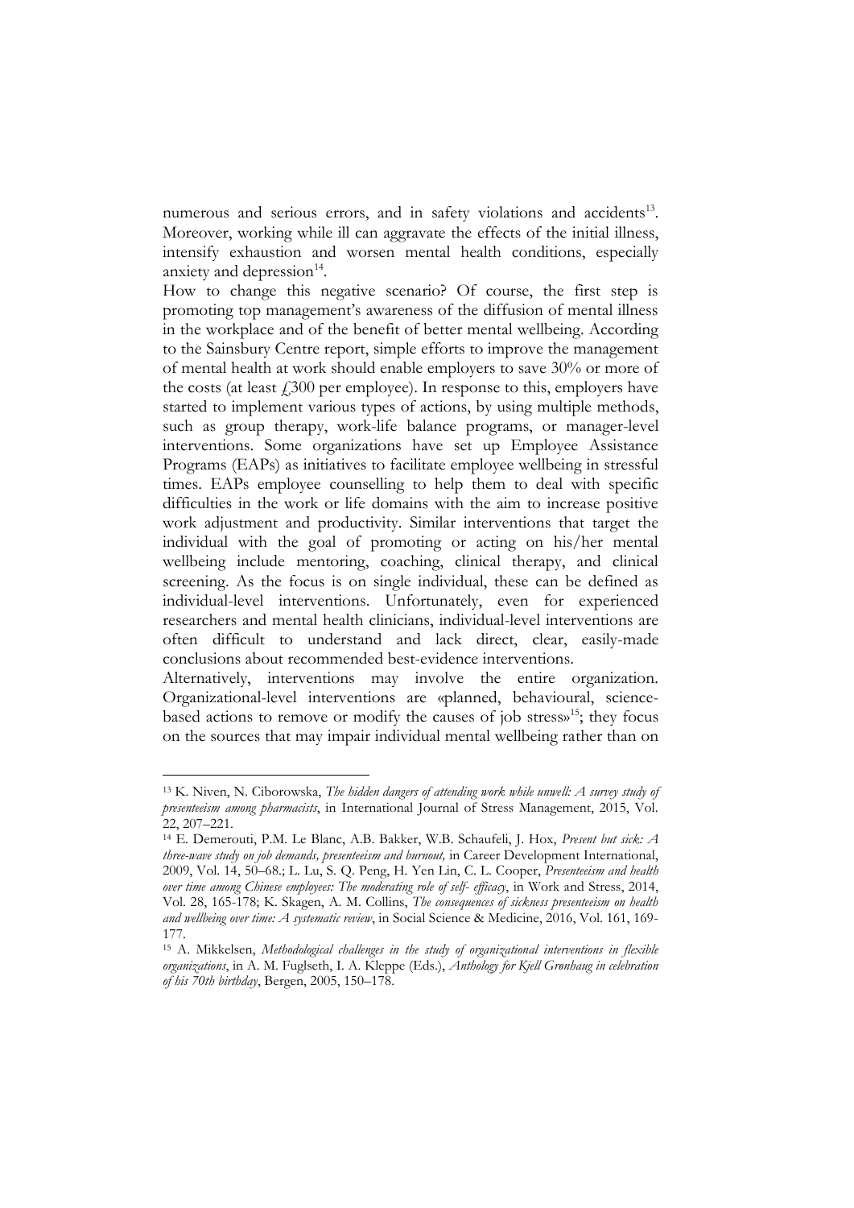numerous and serious errors, and in safety violations and accidents[13]. Moreover, working while ill can aggravate the effects of the initial illness, intensify exhaustion and worsen mental health conditions, especially anxiety and depression[14].

How to change this negative scenario? Of course, the first step is promoting top management's awareness of the diffusion of mental illness in the workplace and of the benefit of better mental wellbeing. According to the Sainsbury Centre report, simple efforts to improve the management of mental health at work should enable employers to save 30% or more of the costs (at least £300 per employee). In response to this, employers have started to implement various types of actions, by using multiple methods, such as group therapy, work-life balance programs, or manager-level interventions. Some organizations have set up Employee Assistance Programs (EAPs) as initiatives to facilitate employee wellbeing in stressful times. EAPs employee counselling to help them to deal with specific difficulties in the work or life domains with the aim to increase positive work adjustment and productivity. Similar interventions that target the individual with the goal of promoting or acting on his/her mental wellbeing include mentoring, coaching, clinical therapy, and clinical screening. As the focus is on single individual, these can be defined as individual-level interventions. Unfortunately, even for experienced researchers and mental health clinicians, individual-level interventions are often difficult to understand and lack direct, clear, easily-made conclusions about recommended best-evidence interventions.

Alternatively, interventions may involve the entire organization. Organizational-level interventions are «planned, behavioural, science-based actions to remove or modify the causes of job stress»[15]; they focus on the sources that may impair individual mental wellbeing rather than on

---

[13] K. Niven, N. Ciborowska, *The hidden dangers of attending work while unwell: A survey study of presenteeism among pharmacists*, in International Journal of Stress Management, 2015, Vol. 22, 207–221.

[14] E. Demerouti, P.M. Le Blanc, A.B. Bakker, W.B. Schaufeli, J. Hox, *Present but sick: A three-wave study on job demands, presenteeism and burnout,* in Career Development International, 2009, Vol. 14, 50–68.; L. Lu, S. Q. Peng, H. Yen Lin, C. L. Cooper, *Presenteeism and health over time among Chinese employees: The moderating role of self- efficacy*, in Work and Stress, 2014, Vol. 28, 165-178; K. Skagen, A. M. Collins, *The consequences of sickness presenteeism on health and wellbeing over time: A systematic review*, in Social Science & Medicine, 2016, Vol. 161, 169-177.

[15] A. Mikkelsen, *Methodological challenges in the study of organizational interventions in flexible organizations*, in A. M. Fuglseth, I. A. Kleppe (Eds.), *Anthology for Kjell Grønhaug in celebration of his 70th birthday*, Bergen, 2005, 150–178.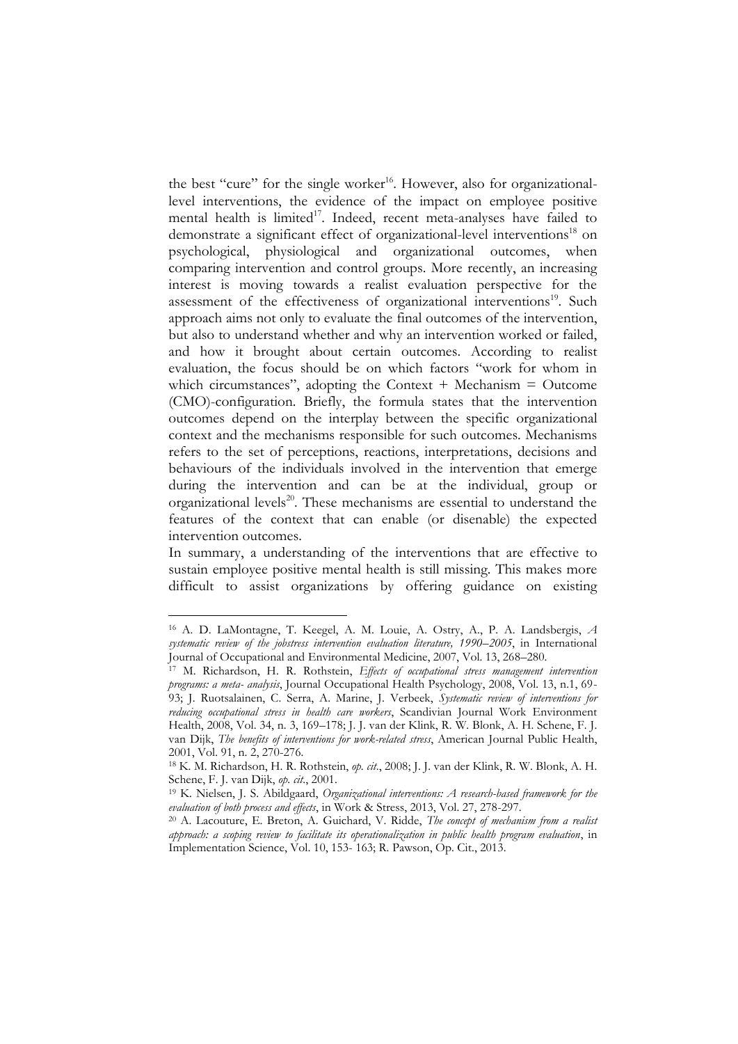the best "cure" for the single worker[16]. However, also for organizational-level interventions, the evidence of the impact on employee positive mental health is limited[17]. Indeed, recent meta-analyses have failed to demonstrate a significant effect of organizational-level interventions[18] on psychological, physiological and organizational outcomes, when comparing intervention and control groups. More recently, an increasing interest is moving towards a realist evaluation perspective for the assessment of the effectiveness of organizational interventions[19]. Such approach aims not only to evaluate the final outcomes of the intervention, but also to understand whether and why an intervention worked or failed, and how it brought about certain outcomes. According to realist evaluation, the focus should be on which factors "work for whom in which circumstances", adopting the Context + Mechanism = Outcome (CMO)-configuration. Briefly, the formula states that the intervention outcomes depend on the interplay between the specific organizational context and the mechanisms responsible for such outcomes. Mechanisms refers to the set of perceptions, reactions, interpretations, decisions and behaviours of the individuals involved in the intervention that emerge during the intervention and can be at the individual, group or organizational levels[20]. These mechanisms are essential to understand the features of the context that can enable (or disenable) the expected intervention outcomes.

In summary, a understanding of the interventions that are effective to sustain employee positive mental health is still missing. This makes more difficult to assist organizations by offering guidance on existing

---

[16] A. D. LaMontagne, T. Keegel, A. M. Louie, A. Ostry, A., P. A. Landsbergis, *A systematic review of the jobstress intervention evaluation literature, 1990–2005*, in International Journal of Occupational and Environmental Medicine, 2007, Vol. 13, 268–280.

[17] M. Richardson, H. R. Rothstein, *Effects of occupational stress management intervention programs: a meta- analysis*, Journal Occupational Health Psychology, 2008, Vol. 13, n.1, 69-93; J. Ruotsalainen, C. Serra, A. Marine, J. Verbeek, *Systematic review of interventions for reducing occupational stress in health care workers*, Scandivian Journal Work Environment Health, 2008, Vol. 34, n. 3, 169–178; J. J. van der Klink, R. W. Blonk, A. H. Schene, F. J. van Dijk, *The benefits of interventions for work-related stress*, American Journal Public Health, 2001, Vol. 91, n. 2, 270-276.

[18] K. M. Richardson, H. R. Rothstein, *op. cit.*, 2008; J. J. van der Klink, R. W. Blonk, A. H. Schene, F. J. van Dijk, *op. cit.*, 2001.

[19] K. Nielsen, J. S. Abildgaard, *Organizational interventions: A research-based framework for the evaluation of both process and effects*, in Work & Stress, 2013, Vol. 27, 278-297.

[20] A. Lacouture, E. Breton, A. Guichard, V. Ridde, *The concept of mechanism from a realist approach: a scoping review to facilitate its operationalization in public health program evaluation*, in Implementation Science, Vol. 10, 153- 163; R. Pawson, Op. Cit., 2013.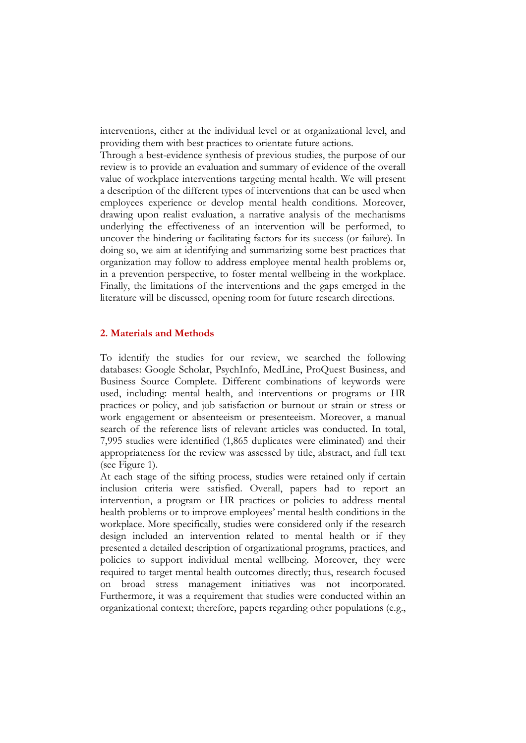interventions, either at the individual level or at organizational level, and providing them with best practices to orientate future actions.

Through a best-evidence synthesis of previous studies, the purpose of our review is to provide an evaluation and summary of evidence of the overall value of workplace interventions targeting mental health. We will present a description of the different types of interventions that can be used when employees experience or develop mental health conditions. Moreover, drawing upon realist evaluation, a narrative analysis of the mechanisms underlying the effectiveness of an intervention will be performed, to uncover the hindering or facilitating factors for its success (or failure). In doing so, we aim at identifying and summarizing some best practices that organization may follow to address employee mental health problems or, in a prevention perspective, to foster mental wellbeing in the workplace. Finally, the limitations of the interventions and the gaps emerged in the literature will be discussed, opening room for future research directions.

## 2. Materials and Methods

To identify the studies for our review, we searched the following databases: Google Scholar, PsychInfo, MedLine, ProQuest Business, and Business Source Complete. Different combinations of keywords were used, including: mental health, and interventions or programs or HR practices or policy, and job satisfaction or burnout or strain or stress or work engagement or absenteeism or presenteeism. Moreover, a manual search of the reference lists of relevant articles was conducted. In total, 7,995 studies were identified (1,865 duplicates were eliminated) and their appropriateness for the review was assessed by title, abstract, and full text (see Figure 1).

At each stage of the sifting process, studies were retained only if certain inclusion criteria were satisfied. Overall, papers had to report an intervention, a program or HR practices or policies to address mental health problems or to improve employees' mental health conditions in the workplace. More specifically, studies were considered only if the research design included an intervention related to mental health or if they presented a detailed description of organizational programs, practices, and policies to support individual mental wellbeing. Moreover, they were required to target mental health outcomes directly; thus, research focused on broad stress management initiatives was not incorporated. Furthermore, it was a requirement that studies were conducted within an organizational context; therefore, papers regarding other populations (e.g.,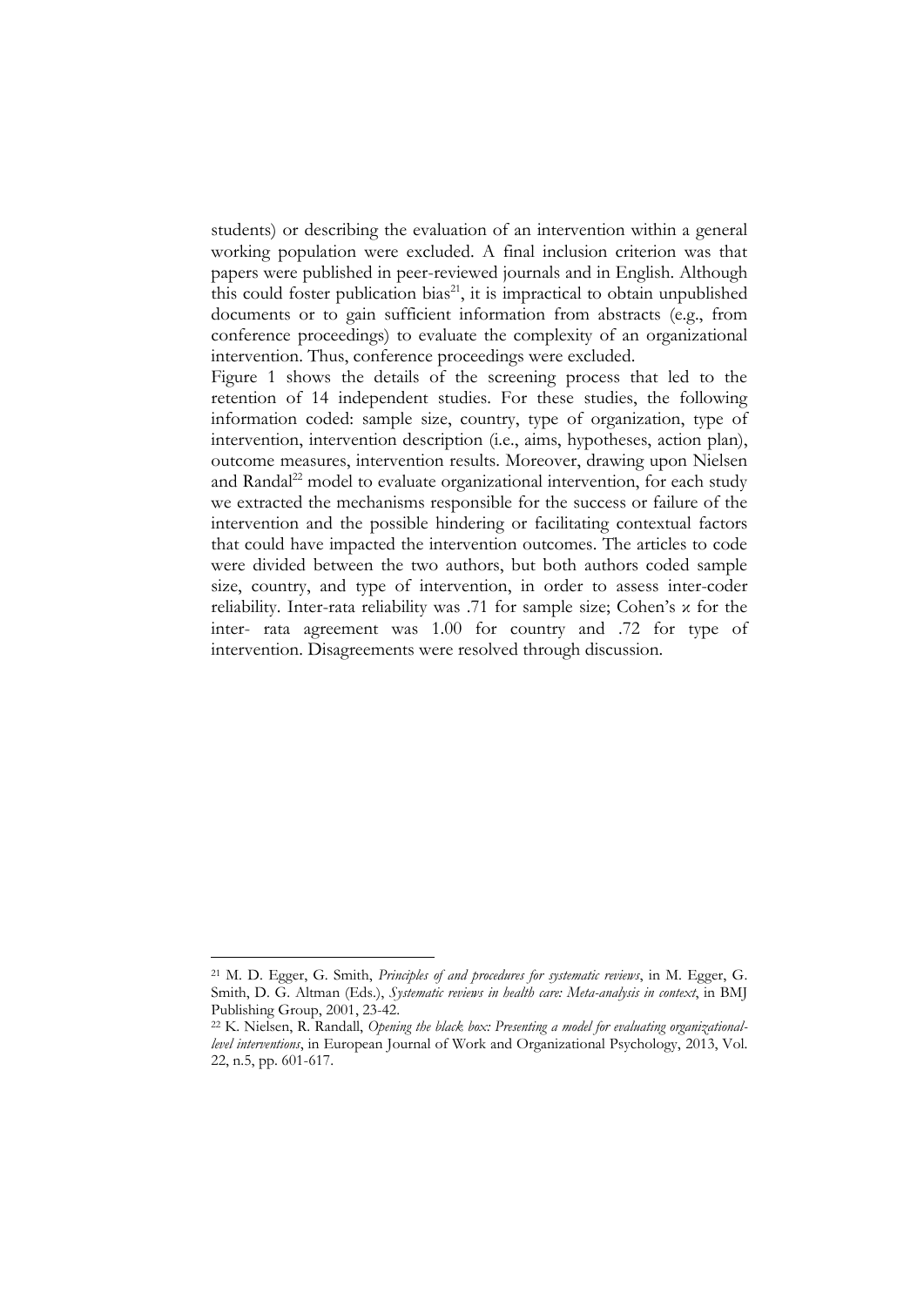students) or describing the evaluation of an intervention within a general working population were excluded. A final inclusion criterion was that papers were published in peer-reviewed journals and in English. Although this could foster publication bias[21], it is impractical to obtain unpublished documents or to gain sufficient information from abstracts (e.g., from conference proceedings) to evaluate the complexity of an organizational intervention. Thus, conference proceedings were excluded.

Figure 1 shows the details of the screening process that led to the retention of 14 independent studies. For these studies, the following information coded: sample size, country, type of organization, type of intervention, intervention description (i.e., aims, hypotheses, action plan), outcome measures, intervention results. Moreover, drawing upon Nielsen and Randal[22] model to evaluate organizational intervention, for each study we extracted the mechanisms responsible for the success or failure of the intervention and the possible hindering or facilitating contextual factors that could have impacted the intervention outcomes. The articles to code were divided between the two authors, but both authors coded sample size, country, and type of intervention, in order to assess inter-coder reliability. Inter-rata reliability was .71 for sample size; Cohen's ϰ for the inter- rata agreement was 1.00 for country and .72 for type of intervention. Disagreements were resolved through discussion.

---

[21] M. D. Egger, G. Smith, *Principles of and procedures for systematic reviews*, in M. Egger, G. Smith, D. G. Altman (Eds.), *Systematic reviews in health care: Meta-analysis in context*, in BMJ Publishing Group, 2001, 23-42.

[22] K. Nielsen, R. Randall, *Opening the black box: Presenting a model for evaluating organizational-level interventions*, in European Journal of Work and Organizational Psychology, 2013, Vol. 22, n.5, pp. 601-617.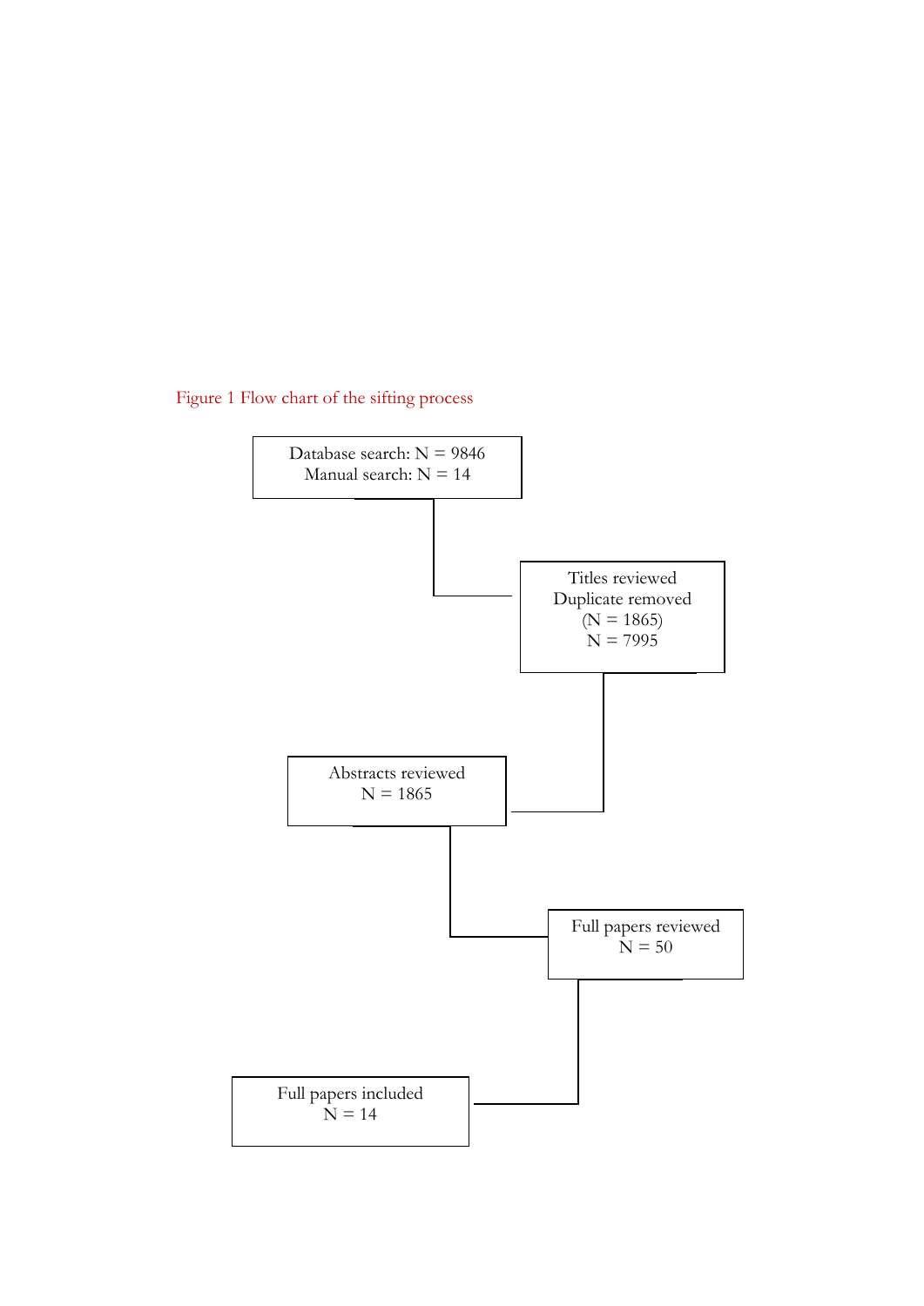Figure 1 Flow chart of the sifting process

Database search: N = 9846
Manual search: N = 14

Titles reviewed
Duplicate removed
(N = 1865)
N = 7995

Abstracts reviewed
N = 1865

Full papers reviewed
N = 50

Full papers included
N = 14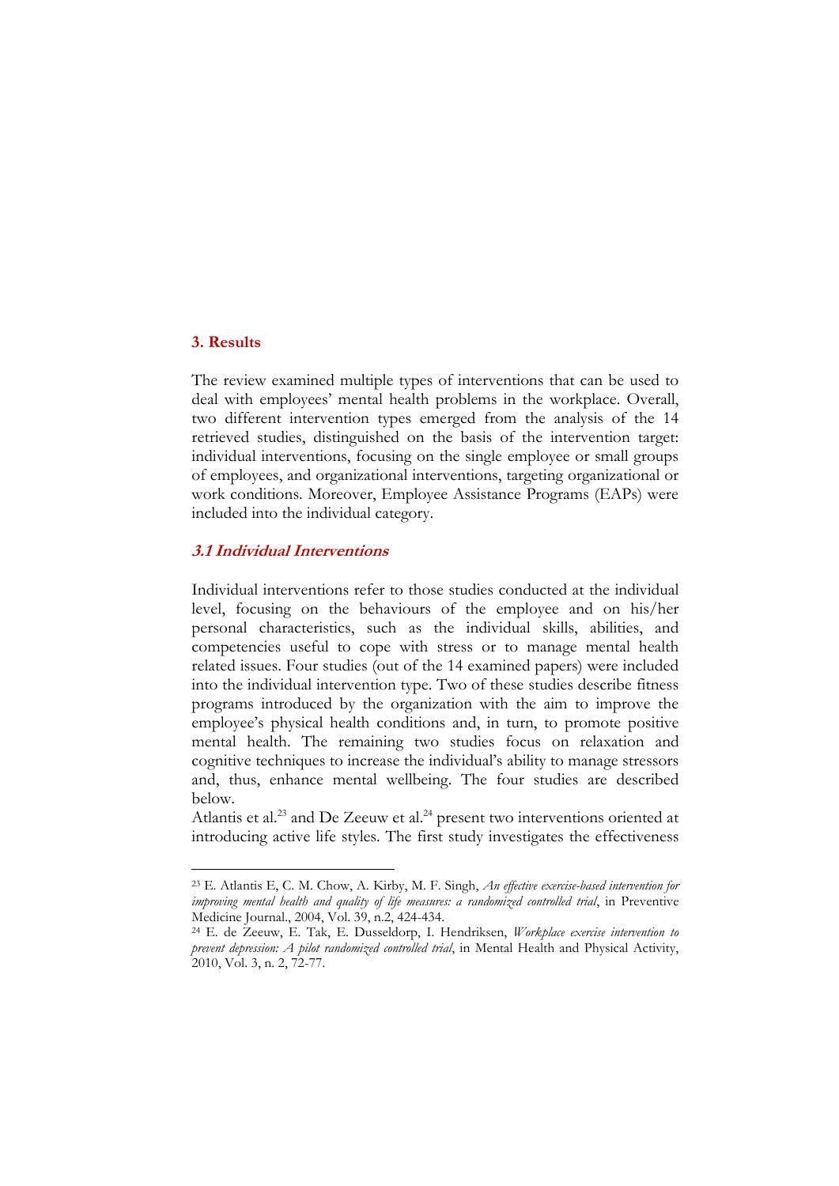## 3. Results

The review examined multiple types of interventions that can be used to deal with employees' mental health problems in the workplace. Overall, two different intervention types emerged from the analysis of the 14 retrieved studies, distinguished on the basis of the intervention target: individual interventions, focusing on the single employee or small groups of employees, and organizational interventions, targeting organizational or work conditions. Moreover, Employee Assistance Programs (EAPs) were included into the individual category.

### *3.1 Individual Interventions*

Individual interventions refer to those studies conducted at the individual level, focusing on the behaviours of the employee and on his/her personal characteristics, such as the individual skills, abilities, and competencies useful to cope with stress or to manage mental health related issues. Four studies (out of the 14 examined papers) were included into the individual intervention type. Two of these studies describe fitness programs introduced by the organization with the aim to improve the employee's physical health conditions and, in turn, to promote positive mental health. The remaining two studies focus on relaxation and cognitive techniques to increase the individual's ability to manage stressors and, thus, enhance mental wellbeing. The four studies are described below.

Atlantis et al.[23] and De Zeeuw et al.[24] present two interventions oriented at introducing active life styles. The first study investigates the effectiveness

---

[23] E. Atlantis E, C. M. Chow, A. Kirby, M. F. Singh, *An effective exercise-based intervention for improving mental health and quality of life measures: a randomized controlled trial*, in Preventive Medicine Journal., 2004, Vol. 39, n.2, 424-434.

[24] E. de Zeeuw, E. Tak, E. Dusseldorp, I. Hendriksen, *Workplace exercise intervention to prevent depression: A pilot randomized controlled trial*, in Mental Health and Physical Activity, 2010, Vol. 3, n. 2, 72-77.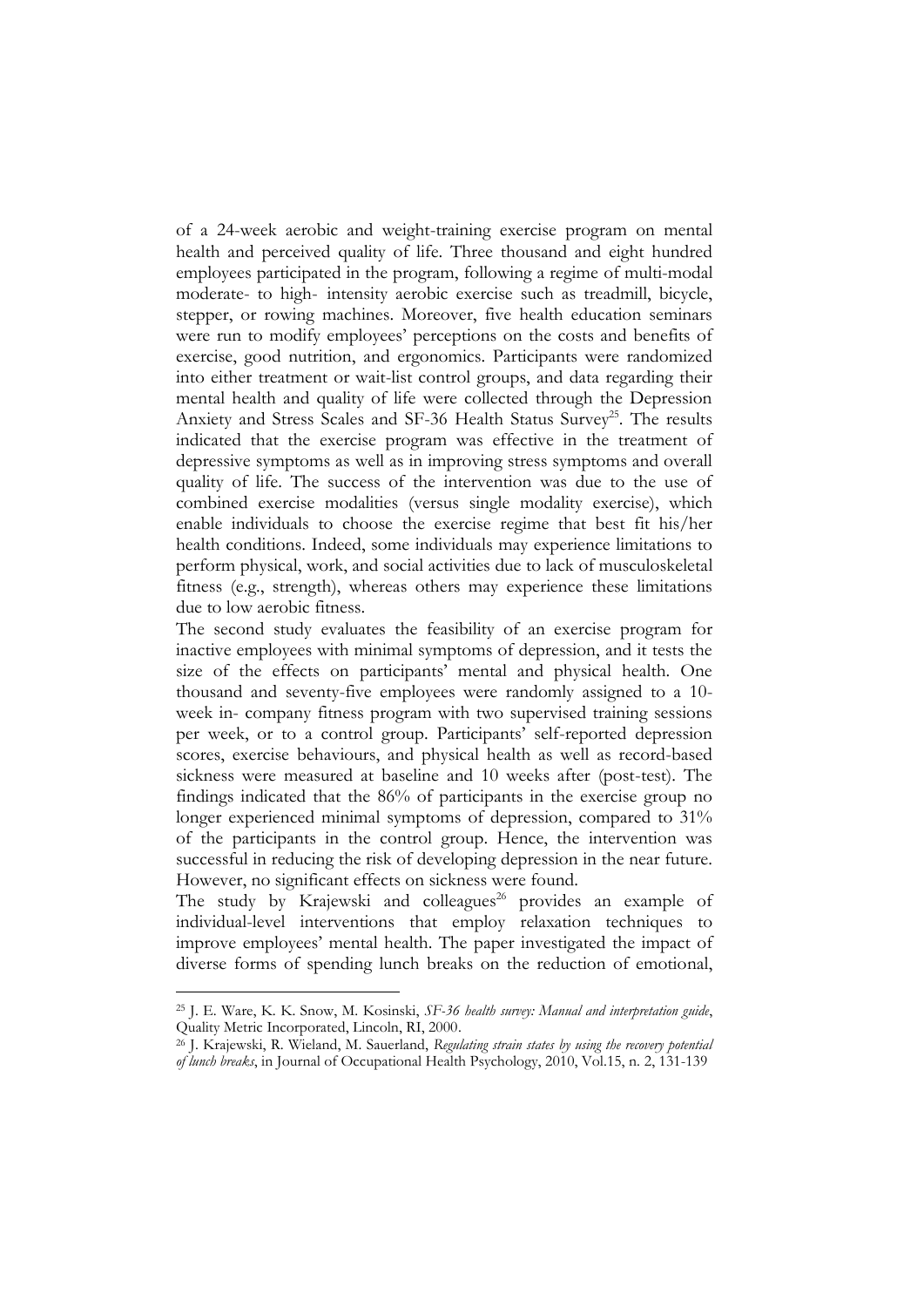of a 24-week aerobic and weight-training exercise program on mental health and perceived quality of life. Three thousand and eight hundred employees participated in the program, following a regime of multi-modal moderate- to high- intensity aerobic exercise such as treadmill, bicycle, stepper, or rowing machines. Moreover, five health education seminars were run to modify employees' perceptions on the costs and benefits of exercise, good nutrition, and ergonomics. Participants were randomized into either treatment or wait-list control groups, and data regarding their mental health and quality of life were collected through the Depression Anxiety and Stress Scales and SF-36 Health Status Survey[25]. The results indicated that the exercise program was effective in the treatment of depressive symptoms as well as in improving stress symptoms and overall quality of life. The success of the intervention was due to the use of combined exercise modalities (versus single modality exercise), which enable individuals to choose the exercise regime that best fit his/her health conditions. Indeed, some individuals may experience limitations to perform physical, work, and social activities due to lack of musculoskeletal fitness (e.g., strength), whereas others may experience these limitations due to low aerobic fitness.

The second study evaluates the feasibility of an exercise program for inactive employees with minimal symptoms of depression, and it tests the size of the effects on participants' mental and physical health. One thousand and seventy-five employees were randomly assigned to a 10-week in- company fitness program with two supervised training sessions per week, or to a control group. Participants' self-reported depression scores, exercise behaviours, and physical health as well as record-based sickness were measured at baseline and 10 weeks after (post-test). The findings indicated that the 86% of participants in the exercise group no longer experienced minimal symptoms of depression, compared to 31% of the participants in the control group. Hence, the intervention was successful in reducing the risk of developing depression in the near future. However, no significant effects on sickness were found.

The study by Krajewski and colleagues[26] provides an example of individual-level interventions that employ relaxation techniques to improve employees' mental health. The paper investigated the impact of diverse forms of spending lunch breaks on the reduction of emotional,

---

[25] J. E. Ware, K. K. Snow, M. Kosinski, *SF-36 health survey: Manual and interpretation guide*, Quality Metric Incorporated, Lincoln, RI, 2000.

[26] J. Krajewski, R. Wieland, M. Sauerland, *Regulating strain states by using the recovery potential of lunch breaks*, in Journal of Occupational Health Psychology, 2010, Vol.15, n. 2, 131-139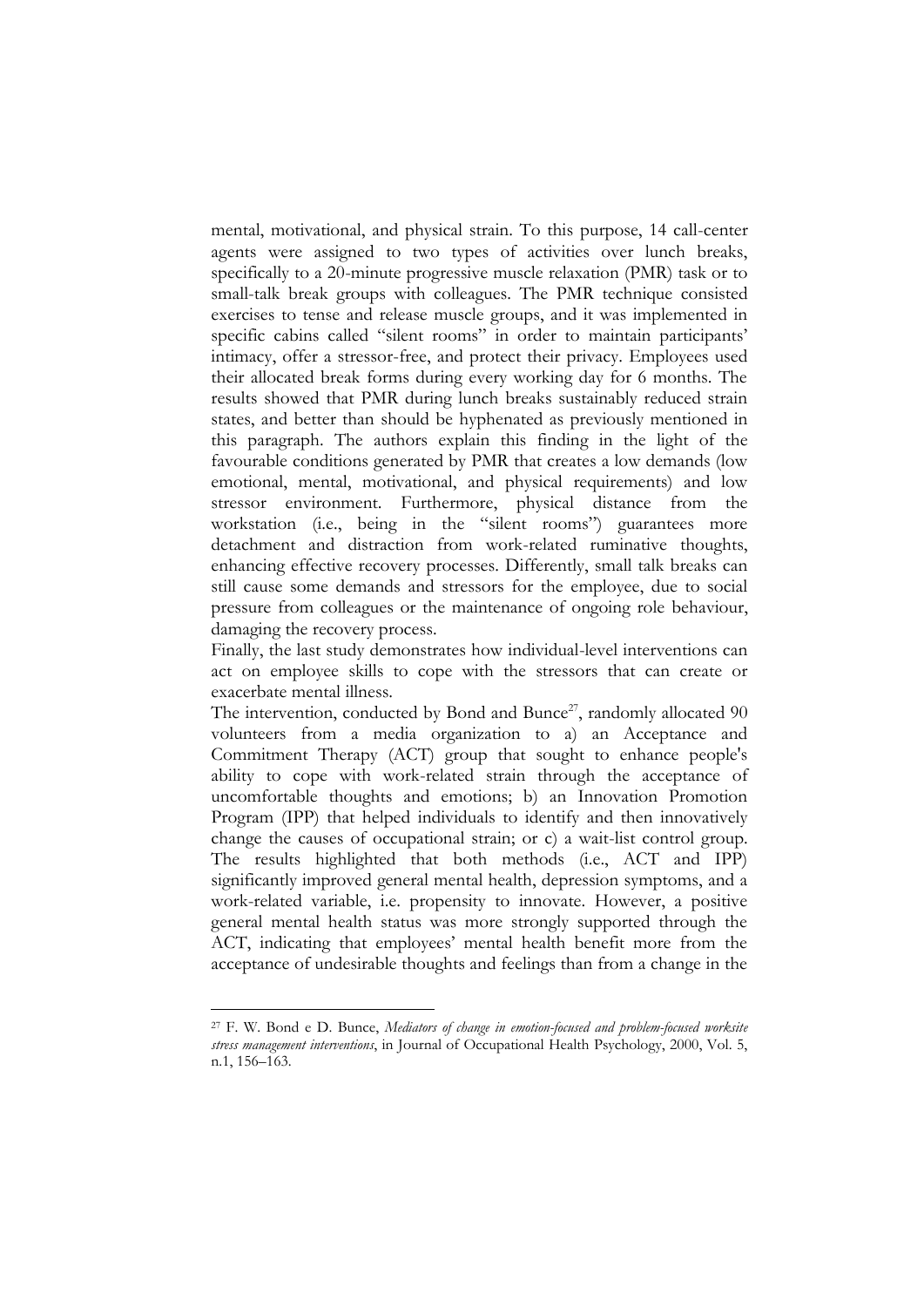mental, motivational, and physical strain. To this purpose, 14 call-center agents were assigned to two types of activities over lunch breaks, specifically to a 20-minute progressive muscle relaxation (PMR) task or to small-talk break groups with colleagues. The PMR technique consisted exercises to tense and release muscle groups, and it was implemented in specific cabins called "silent rooms" in order to maintain participants' intimacy, offer a stressor-free, and protect their privacy. Employees used their allocated break forms during every working day for 6 months. The results showed that PMR during lunch breaks sustainably reduced strain states, and better than should be hyphenated as previously mentioned in this paragraph. The authors explain this finding in the light of the favourable conditions generated by PMR that creates a low demands (low emotional, mental, motivational, and physical requirements) and low stressor environment. Furthermore, physical distance from the workstation (i.e., being in the "silent rooms") guarantees more detachment and distraction from work-related ruminative thoughts, enhancing effective recovery processes. Differently, small talk breaks can still cause some demands and stressors for the employee, due to social pressure from colleagues or the maintenance of ongoing role behaviour, damaging the recovery process.

Finally, the last study demonstrates how individual-level interventions can act on employee skills to cope with the stressors that can create or exacerbate mental illness.

The intervention, conducted by Bond and Bunce[27], randomly allocated 90 volunteers from a media organization to a) an Acceptance and Commitment Therapy (ACT) group that sought to enhance people's ability to cope with work-related strain through the acceptance of uncomfortable thoughts and emotions; b) an Innovation Promotion Program (IPP) that helped individuals to identify and then innovatively change the causes of occupational strain; or c) a wait-list control group. The results highlighted that both methods (i.e., ACT and IPP) significantly improved general mental health, depression symptoms, and a work-related variable, i.e. propensity to innovate. However, a positive general mental health status was more strongly supported through the ACT, indicating that employees' mental health benefit more from the acceptance of undesirable thoughts and feelings than from a change in the

---

[27] F. W. Bond e D. Bunce, *Mediators of change in emotion-focused and problem-focused worksite stress management interventions*, in Journal of Occupational Health Psychology, 2000, Vol. 5, n.1, 156–163.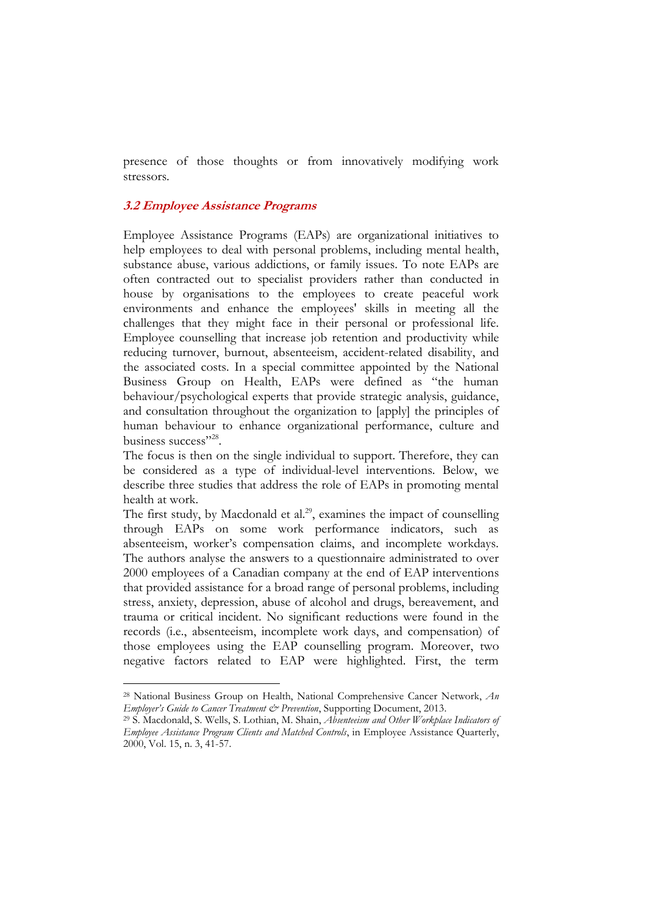presence of those thoughts or from innovatively modifying work stressors.

### *3.2 Employee Assistance Programs*

Employee Assistance Programs (EAPs) are organizational initiatives to help employees to deal with personal problems, including mental health, substance abuse, various addictions, or family issues. To note EAPs are often contracted out to specialist providers rather than conducted in house by organisations to the employees to create peaceful work environments and enhance the employees' skills in meeting all the challenges that they might face in their personal or professional life. Employee counselling that increase job retention and productivity while reducing turnover, burnout, absenteeism, accident-related disability, and the associated costs. In a special committee appointed by the National Business Group on Health, EAPs were defined as "the human behaviour/psychological experts that provide strategic analysis, guidance, and consultation throughout the organization to [apply] the principles of human behaviour to enhance organizational performance, culture and business success"[28].

The focus is then on the single individual to support. Therefore, they can be considered as a type of individual-level interventions. Below, we describe three studies that address the role of EAPs in promoting mental health at work.

The first study, by Macdonald et al.[29], examines the impact of counselling through EAPs on some work performance indicators, such as absenteeism, worker's compensation claims, and incomplete workdays. The authors analyse the answers to a questionnaire administrated to over 2000 employees of a Canadian company at the end of EAP interventions that provided assistance for a broad range of personal problems, including stress, anxiety, depression, abuse of alcohol and drugs, bereavement, and trauma or critical incident. No significant reductions were found in the records (i.e., absenteeism, incomplete work days, and compensation) of those employees using the EAP counselling program. Moreover, two negative factors related to EAP were highlighted. First, the term

---

[28] National Business Group on Health, National Comprehensive Cancer Network, *An Employer's Guide to Cancer Treatment & Prevention*, Supporting Document, 2013.

[29] S. Macdonald, S. Wells, S. Lothian, M. Shain, *Absenteeism and Other Workplace Indicators of Employee Assistance Program Clients and Matched Controls*, in Employee Assistance Quarterly, 2000, Vol. 15, n. 3, 41-57.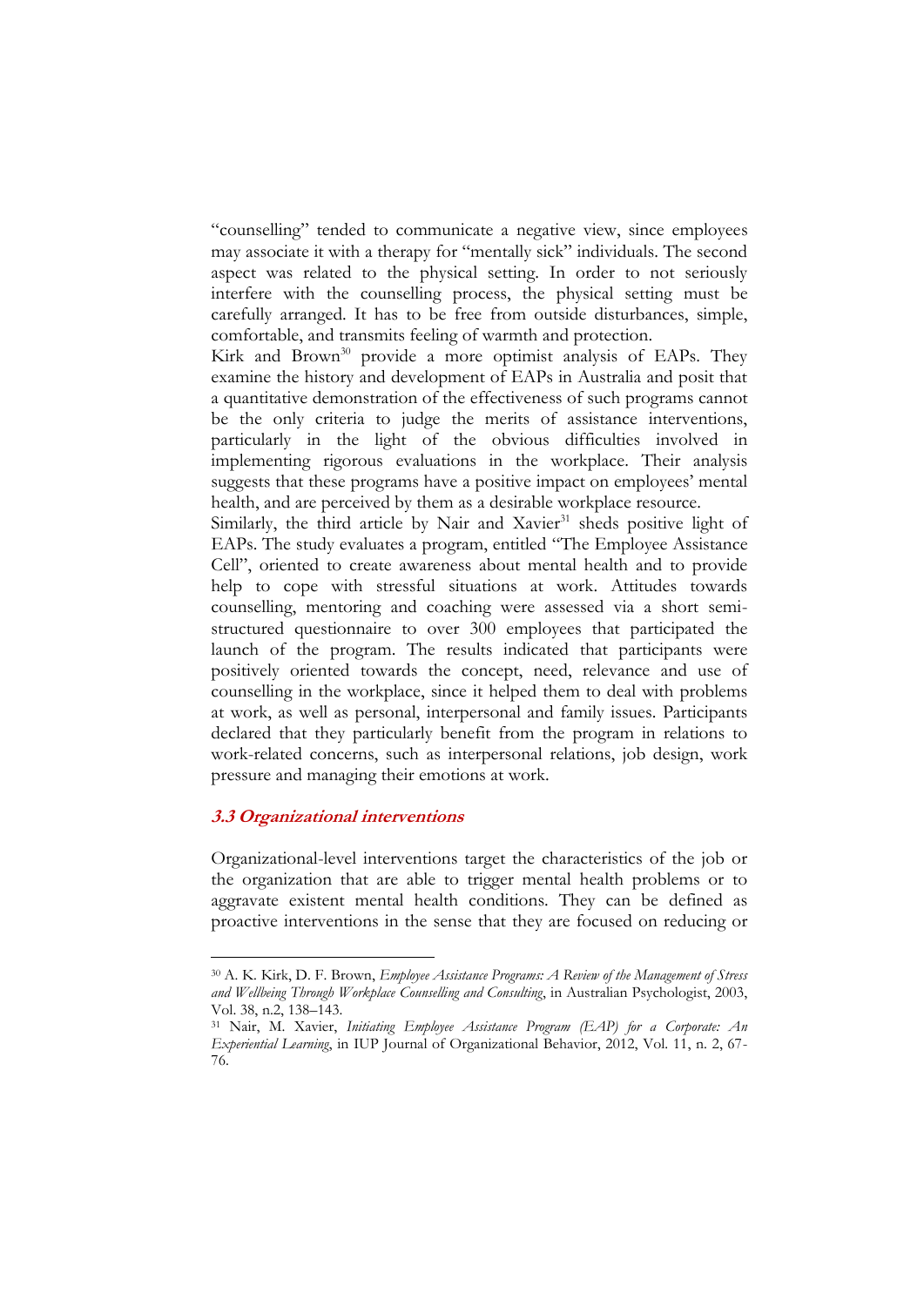"counselling" tended to communicate a negative view, since employees may associate it with a therapy for "mentally sick" individuals. The second aspect was related to the physical setting. In order to not seriously interfere with the counselling process, the physical setting must be carefully arranged. It has to be free from outside disturbances, simple, comfortable, and transmits feeling of warmth and protection.

Kirk and Brown[30] provide a more optimist analysis of EAPs. They examine the history and development of EAPs in Australia and posit that a quantitative demonstration of the effectiveness of such programs cannot be the only criteria to judge the merits of assistance interventions, particularly in the light of the obvious difficulties involved in implementing rigorous evaluations in the workplace. Their analysis suggests that these programs have a positive impact on employees' mental health, and are perceived by them as a desirable workplace resource.

Similarly, the third article by Nair and Xavier[31] sheds positive light of EAPs. The study evaluates a program, entitled "The Employee Assistance Cell", oriented to create awareness about mental health and to provide help to cope with stressful situations at work. Attitudes towards counselling, mentoring and coaching were assessed via a short semi-structured questionnaire to over 300 employees that participated the launch of the program. The results indicated that participants were positively oriented towards the concept, need, relevance and use of counselling in the workplace, since it helped them to deal with problems at work, as well as personal, interpersonal and family issues. Participants declared that they particularly benefit from the program in relations to work-related concerns, such as interpersonal relations, job design, work pressure and managing their emotions at work.

### *3.3 Organizational interventions*

Organizational-level interventions target the characteristics of the job or the organization that are able to trigger mental health problems or to aggravate existent mental health conditions. They can be defined as proactive interventions in the sense that they are focused on reducing or

---

[30] A. K. Kirk, D. F. Brown, *Employee Assistance Programs: A Review of the Management of Stress and Wellbeing Through Workplace Counselling and Consulting*, in Australian Psychologist, 2003, Vol. 38, n.2, 138–143.

[31] Nair, M. Xavier, *Initiating Employee Assistance Program (EAP) for a Corporate: An Experiential Learning*, in IUP Journal of Organizational Behavior, 2012, Vol. 11, n. 2, 67-76.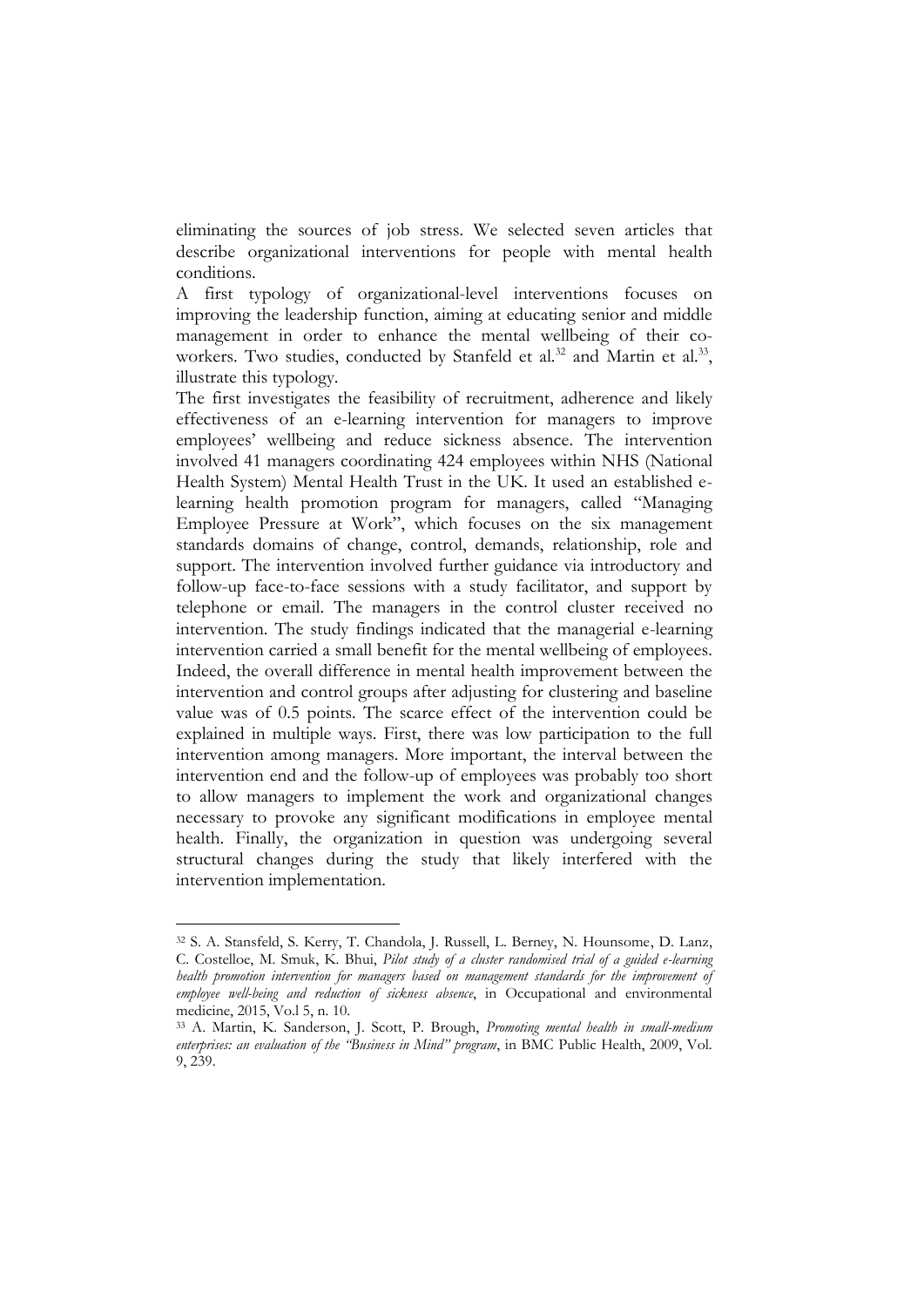eliminating the sources of job stress. We selected seven articles that describe organizational interventions for people with mental health conditions.

A first typology of organizational-level interventions focuses on improving the leadership function, aiming at educating senior and middle management in order to enhance the mental wellbeing of their co-workers. Two studies, conducted by Stanfeld et al.[32] and Martin et al.[33], illustrate this typology.

The first investigates the feasibility of recruitment, adherence and likely effectiveness of an e-learning intervention for managers to improve employees' wellbeing and reduce sickness absence. The intervention involved 41 managers coordinating 424 employees within NHS (National Health System) Mental Health Trust in the UK. It used an established e-learning health promotion program for managers, called "Managing Employee Pressure at Work", which focuses on the six management standards domains of change, control, demands, relationship, role and support. The intervention involved further guidance via introductory and follow-up face-to-face sessions with a study facilitator, and support by telephone or email. The managers in the control cluster received no intervention. The study findings indicated that the managerial e-learning intervention carried a small benefit for the mental wellbeing of employees. Indeed, the overall difference in mental health improvement between the intervention and control groups after adjusting for clustering and baseline value was of 0.5 points. The scarce effect of the intervention could be explained in multiple ways. First, there was low participation to the full intervention among managers. More important, the interval between the intervention end and the follow-up of employees was probably too short to allow managers to implement the work and organizational changes necessary to provoke any significant modifications in employee mental health. Finally, the organization in question was undergoing several structural changes during the study that likely interfered with the intervention implementation.

---

[32] S. A. Stansfeld, S. Kerry, T. Chandola, J. Russell, L. Berney, N. Hounsome, D. Lanz, C. Costelloe, M. Smuk, K. Bhui, *Pilot study of a cluster randomised trial of a guided e-learning health promotion intervention for managers based on management standards for the improvement of employee well-being and reduction of sickness absence*, in Occupational and environmental medicine, 2015, Vo.l 5, n. 10.

[33] A. Martin, K. Sanderson, J. Scott, P. Brough, *Promoting mental health in small-medium enterprises: an evaluation of the "Business in Mind" program*, in BMC Public Health, 2009, Vol. 9, 239.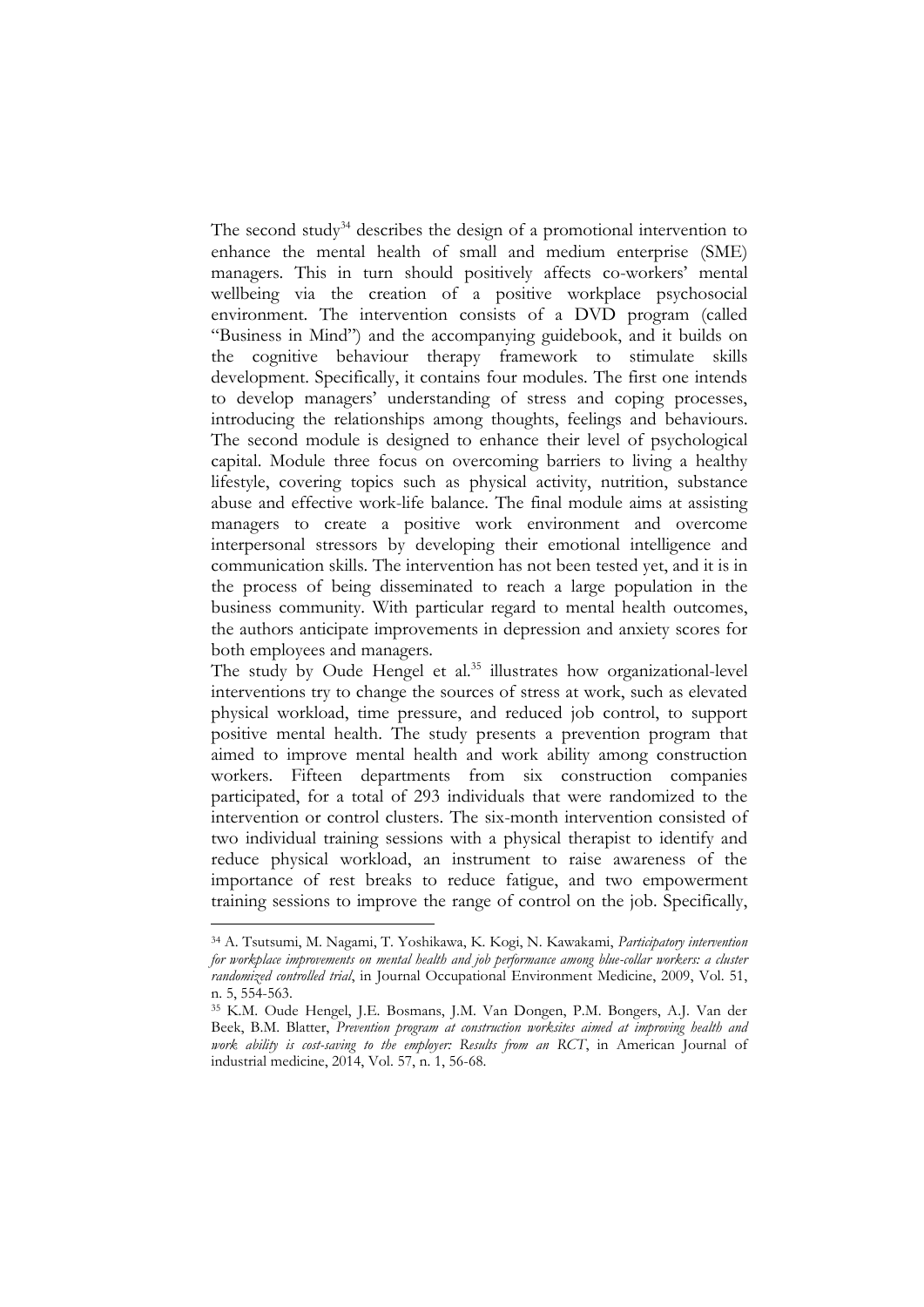The second study[34] describes the design of a promotional intervention to enhance the mental health of small and medium enterprise (SME) managers. This in turn should positively affects co-workers' mental wellbeing via the creation of a positive workplace psychosocial environment. The intervention consists of a DVD program (called "Business in Mind") and the accompanying guidebook, and it builds on the cognitive behaviour therapy framework to stimulate skills development. Specifically, it contains four modules. The first one intends to develop managers' understanding of stress and coping processes, introducing the relationships among thoughts, feelings and behaviours. The second module is designed to enhance their level of psychological capital. Module three focus on overcoming barriers to living a healthy lifestyle, covering topics such as physical activity, nutrition, substance abuse and effective work-life balance. The final module aims at assisting managers to create a positive work environment and overcome interpersonal stressors by developing their emotional intelligence and communication skills. The intervention has not been tested yet, and it is in the process of being disseminated to reach a large population in the business community. With particular regard to mental health outcomes, the authors anticipate improvements in depression and anxiety scores for both employees and managers.

The study by Oude Hengel et al.[35] illustrates how organizational-level interventions try to change the sources of stress at work, such as elevated physical workload, time pressure, and reduced job control, to support positive mental health. The study presents a prevention program that aimed to improve mental health and work ability among construction workers. Fifteen departments from six construction companies participated, for a total of 293 individuals that were randomized to the intervention or control clusters. The six-month intervention consisted of two individual training sessions with a physical therapist to identify and reduce physical workload, an instrument to raise awareness of the importance of rest breaks to reduce fatigue, and two empowerment training sessions to improve the range of control on the job. Specifically,

---

[34] A. Tsutsumi, M. Nagami, T. Yoshikawa, K. Kogi, N. Kawakami, *Participatory intervention for workplace improvements on mental health and job performance among blue-collar workers: a cluster randomized controlled trial*, in Journal Occupational Environment Medicine, 2009, Vol. 51, n. 5, 554-563.

[35] K.M. Oude Hengel, J.E. Bosmans, J.M. Van Dongen, P.M. Bongers, A.J. Van der Beek, B.M. Blatter, *Prevention program at construction worksites aimed at improving health and work ability is cost-saving to the employer: Results from an RCT*, in American Journal of industrial medicine, 2014, Vol. 57, n. 1, 56-68.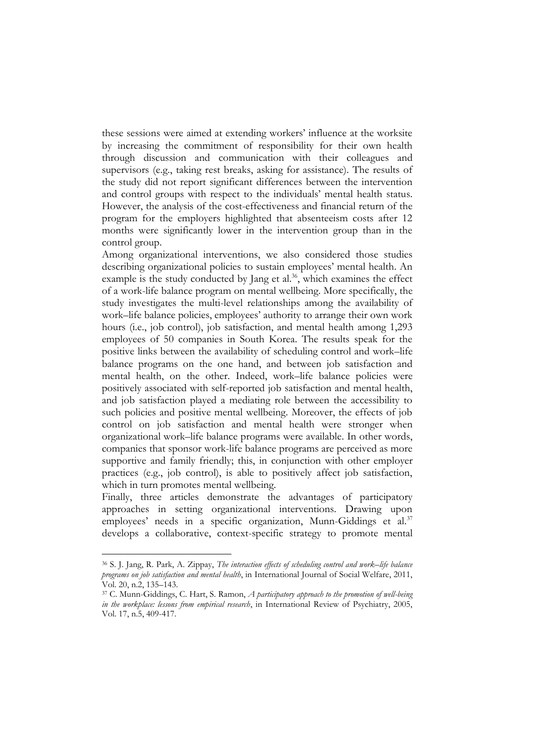these sessions were aimed at extending workers' influence at the worksite by increasing the commitment of responsibility for their own health through discussion and communication with their colleagues and supervisors (e.g., taking rest breaks, asking for assistance). The results of the study did not report significant differences between the intervention and control groups with respect to the individuals' mental health status. However, the analysis of the cost-effectiveness and financial return of the program for the employers highlighted that absenteeism costs after 12 months were significantly lower in the intervention group than in the control group.

Among organizational interventions, we also considered those studies describing organizational policies to sustain employees' mental health. An example is the study conducted by Jang et al.[36], which examines the effect of a work-life balance program on mental wellbeing. More specifically, the study investigates the multi-level relationships among the availability of work–life balance policies, employees' authority to arrange their own work hours (i.e., job control), job satisfaction, and mental health among 1,293 employees of 50 companies in South Korea. The results speak for the positive links between the availability of scheduling control and work–life balance programs on the one hand, and between job satisfaction and mental health, on the other. Indeed, work–life balance policies were positively associated with self-reported job satisfaction and mental health, and job satisfaction played a mediating role between the accessibility to such policies and positive mental wellbeing. Moreover, the effects of job control on job satisfaction and mental health were stronger when organizational work–life balance programs were available. In other words, companies that sponsor work-life balance programs are perceived as more supportive and family friendly; this, in conjunction with other employer practices (e.g., job control), is able to positively affect job satisfaction, which in turn promotes mental wellbeing.

Finally, three articles demonstrate the advantages of participatory approaches in setting organizational interventions. Drawing upon employees' needs in a specific organization, Munn-Giddings et al.[37] develops a collaborative, context-specific strategy to promote mental

---

[36] S. J. Jang, R. Park, A. Zippay, *The interaction effects of scheduling control and work–life balance programs on job satisfaction and mental health*, in International Journal of Social Welfare, 2011, Vol. 20, n.2, 135–143.

[37] C. Munn-Giddings, C. Hart, S. Ramon, *A participatory approach to the promotion of well-being in the workplace: lessons from empirical research*, in International Review of Psychiatry, 2005, Vol. 17, n.5, 409-417.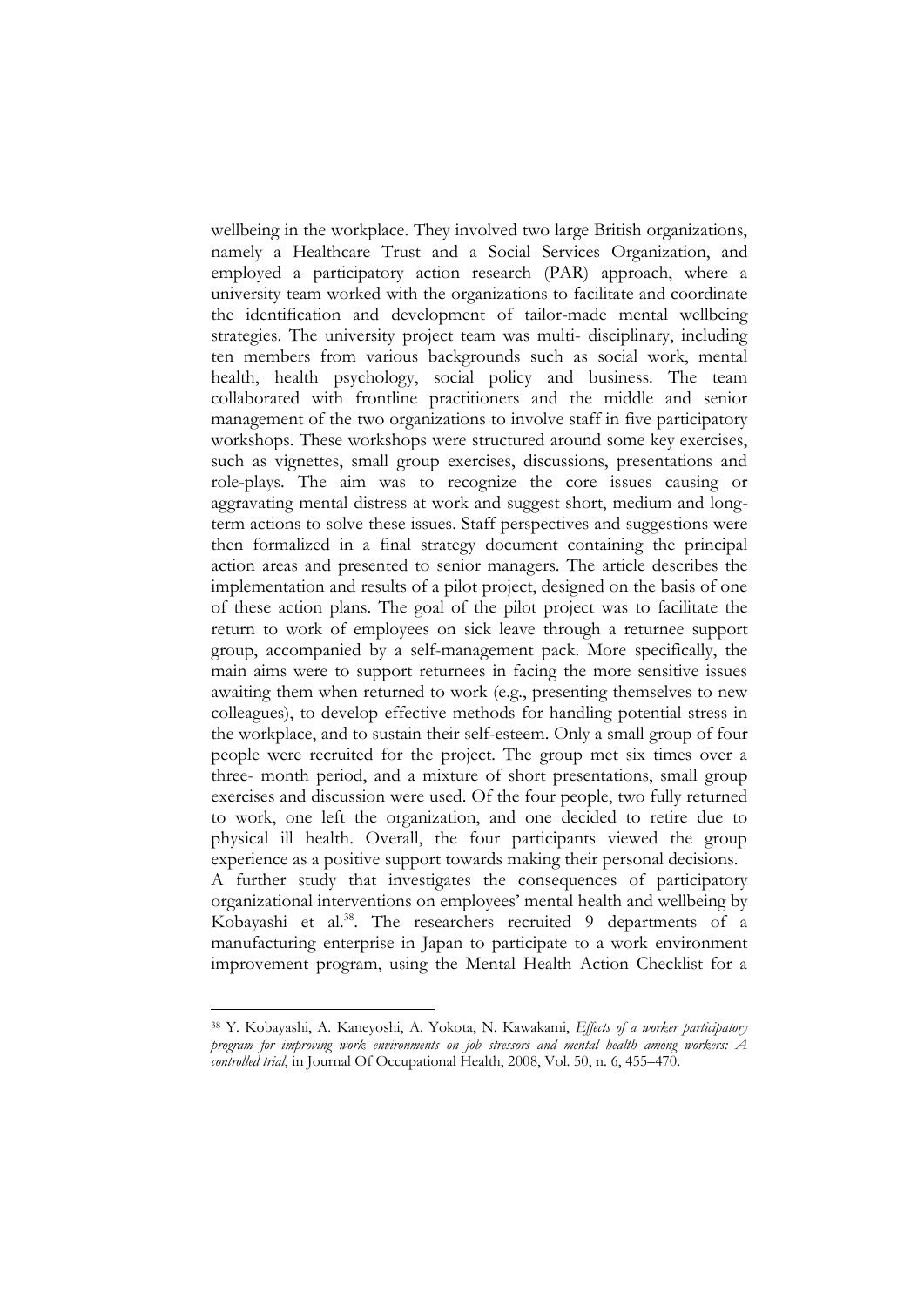wellbeing in the workplace. They involved two large British organizations, namely a Healthcare Trust and a Social Services Organization, and employed a participatory action research (PAR) approach, where a university team worked with the organizations to facilitate and coordinate the identification and development of tailor-made mental wellbeing strategies. The university project team was multi- disciplinary, including ten members from various backgrounds such as social work, mental health, health psychology, social policy and business. The team collaborated with frontline practitioners and the middle and senior management of the two organizations to involve staff in five participatory workshops. These workshops were structured around some key exercises, such as vignettes, small group exercises, discussions, presentations and role-plays. The aim was to recognize the core issues causing or aggravating mental distress at work and suggest short, medium and long-term actions to solve these issues. Staff perspectives and suggestions were then formalized in a final strategy document containing the principal action areas and presented to senior managers. The article describes the implementation and results of a pilot project, designed on the basis of one of these action plans. The goal of the pilot project was to facilitate the return to work of employees on sick leave through a returnee support group, accompanied by a self-management pack. More specifically, the main aims were to support returnees in facing the more sensitive issues awaiting them when returned to work (e.g., presenting themselves to new colleagues), to develop effective methods for handling potential stress in the workplace, and to sustain their self-esteem. Only a small group of four people were recruited for the project. The group met six times over a three- month period, and a mixture of short presentations, small group exercises and discussion were used. Of the four people, two fully returned to work, one left the organization, and one decided to retire due to physical ill health. Overall, the four participants viewed the group experience as a positive support towards making their personal decisions.

A further study that investigates the consequences of participatory organizational interventions on employees' mental health and wellbeing by Kobayashi et al.[38]. The researchers recruited 9 departments of a manufacturing enterprise in Japan to participate to a work environment improvement program, using the Mental Health Action Checklist for a

---

[38] Y. Kobayashi, A. Kaneyoshi, A. Yokota, N. Kawakami, *Effects of a worker participatory program for improving work environments on job stressors and mental health among workers: A controlled trial*, in Journal Of Occupational Health, 2008, Vol. 50, n. 6, 455–470.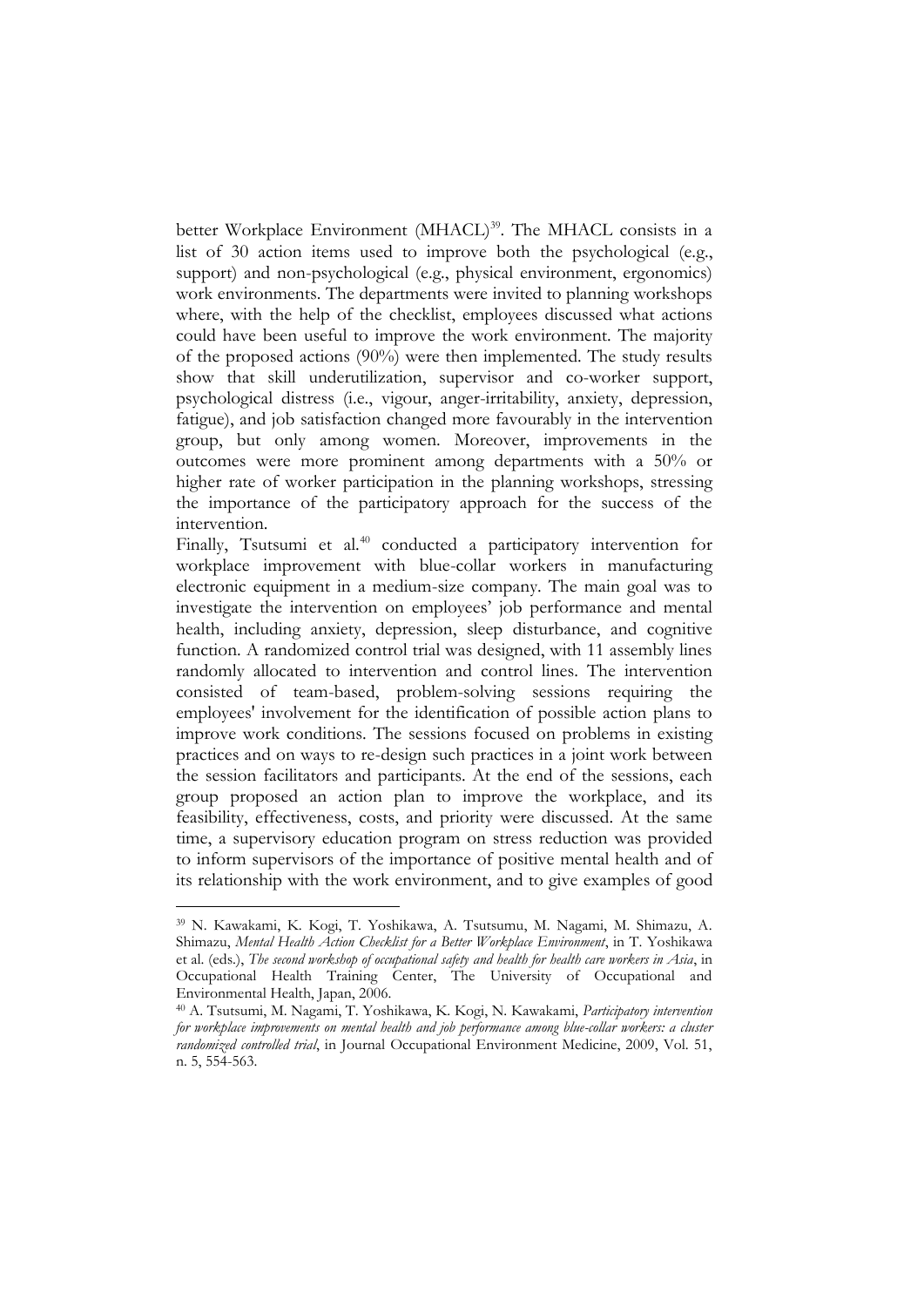better Workplace Environment (MHACL)[39]. The MHACL consists in a list of 30 action items used to improve both the psychological (e.g., support) and non-psychological (e.g., physical environment, ergonomics) work environments. The departments were invited to planning workshops where, with the help of the checklist, employees discussed what actions could have been useful to improve the work environment. The majority of the proposed actions (90%) were then implemented. The study results show that skill underutilization, supervisor and co-worker support, psychological distress (i.e., vigour, anger-irritability, anxiety, depression, fatigue), and job satisfaction changed more favourably in the intervention group, but only among women. Moreover, improvements in the outcomes were more prominent among departments with a 50% or higher rate of worker participation in the planning workshops, stressing the importance of the participatory approach for the success of the intervention.

Finally, Tsutsumi et al.[40] conducted a participatory intervention for workplace improvement with blue-collar workers in manufacturing electronic equipment in a medium-size company. The main goal was to investigate the intervention on employees' job performance and mental health, including anxiety, depression, sleep disturbance, and cognitive function. A randomized control trial was designed, with 11 assembly lines randomly allocated to intervention and control lines. The intervention consisted of team-based, problem-solving sessions requiring the employees' involvement for the identification of possible action plans to improve work conditions. The sessions focused on problems in existing practices and on ways to re-design such practices in a joint work between the session facilitators and participants. At the end of the sessions, each group proposed an action plan to improve the workplace, and its feasibility, effectiveness, costs, and priority were discussed. At the same time, a supervisory education program on stress reduction was provided to inform supervisors of the importance of positive mental health and of its relationship with the work environment, and to give examples of good

---

[39] N. Kawakami, K. Kogi, T. Yoshikawa, A. Tsutsumu, M. Nagami, M. Shimazu, A. Shimazu, *Mental Health Action Checklist for a Better Workplace Environment*, in T. Yoshikawa et al. (eds.), *The second workshop of occupational safety and health for health care workers in Asia*, in Occupational Health Training Center, The University of Occupational and Environmental Health, Japan, 2006.

[40] A. Tsutsumi, M. Nagami, T. Yoshikawa, K. Kogi, N. Kawakami, *Participatory intervention for workplace improvements on mental health and job performance among blue-collar workers: a cluster randomized controlled trial*, in Journal Occupational Environment Medicine, 2009, Vol. 51, n. 5, 554-563.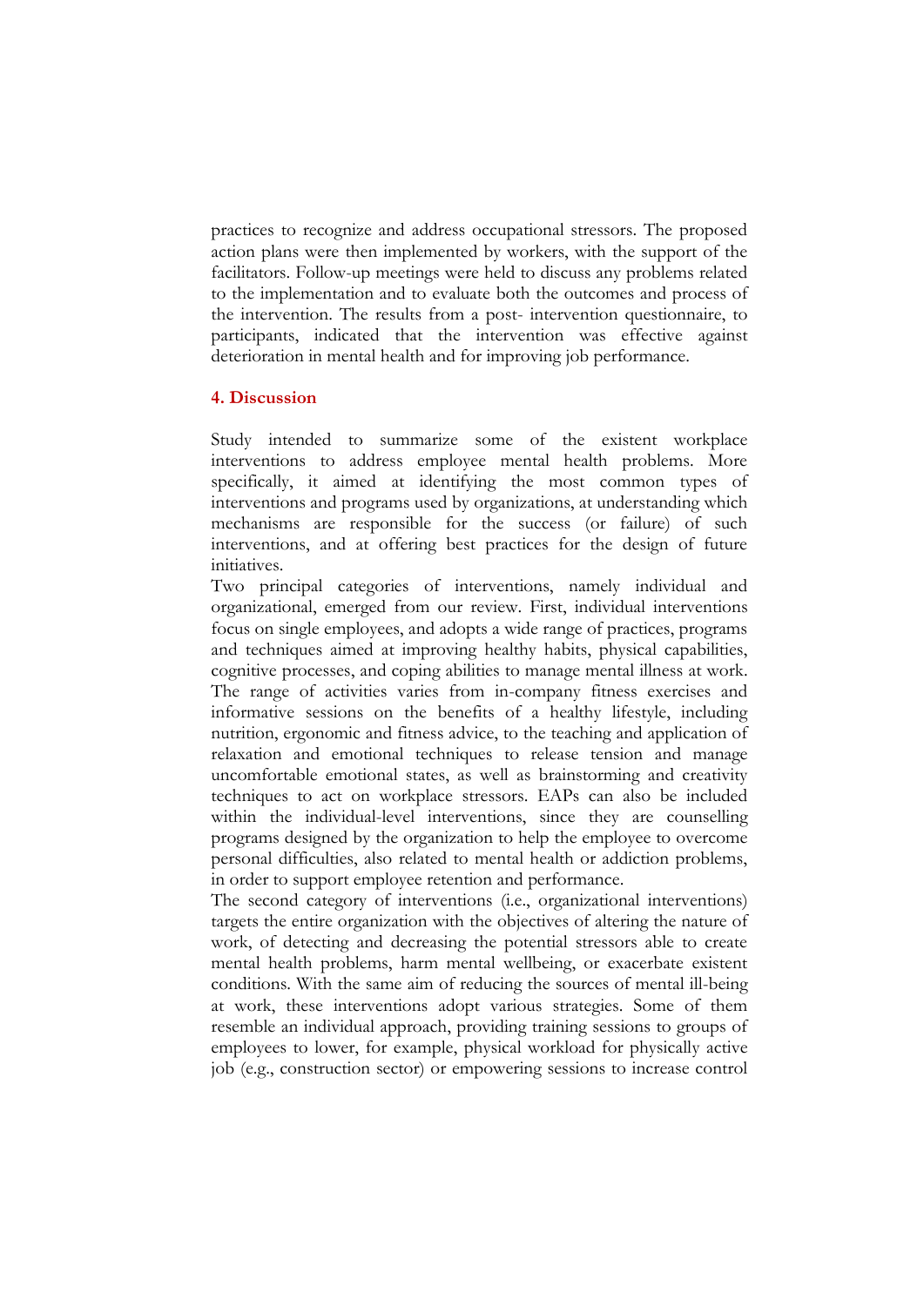practices to recognize and address occupational stressors. The proposed action plans were then implemented by workers, with the support of the facilitators. Follow-up meetings were held to discuss any problems related to the implementation and to evaluate both the outcomes and process of the intervention. The results from a post- intervention questionnaire, to participants, indicated that the intervention was effective against deterioration in mental health and for improving job performance.

## 4. Discussion

Study intended to summarize some of the existent workplace interventions to address employee mental health problems. More specifically, it aimed at identifying the most common types of interventions and programs used by organizations, at understanding which mechanisms are responsible for the success (or failure) of such interventions, and at offering best practices for the design of future initiatives.

Two principal categories of interventions, namely individual and organizational, emerged from our review. First, individual interventions focus on single employees, and adopts a wide range of practices, programs and techniques aimed at improving healthy habits, physical capabilities, cognitive processes, and coping abilities to manage mental illness at work. The range of activities varies from in-company fitness exercises and informative sessions on the benefits of a healthy lifestyle, including nutrition, ergonomic and fitness advice, to the teaching and application of relaxation and emotional techniques to release tension and manage uncomfortable emotional states, as well as brainstorming and creativity techniques to act on workplace stressors. EAPs can also be included within the individual-level interventions, since they are counselling programs designed by the organization to help the employee to overcome personal difficulties, also related to mental health or addiction problems, in order to support employee retention and performance.

The second category of interventions (i.e., organizational interventions) targets the entire organization with the objectives of altering the nature of work, of detecting and decreasing the potential stressors able to create mental health problems, harm mental wellbeing, or exacerbate existent conditions. With the same aim of reducing the sources of mental ill-being at work, these interventions adopt various strategies. Some of them resemble an individual approach, providing training sessions to groups of employees to lower, for example, physical workload for physically active job (e.g., construction sector) or empowering sessions to increase control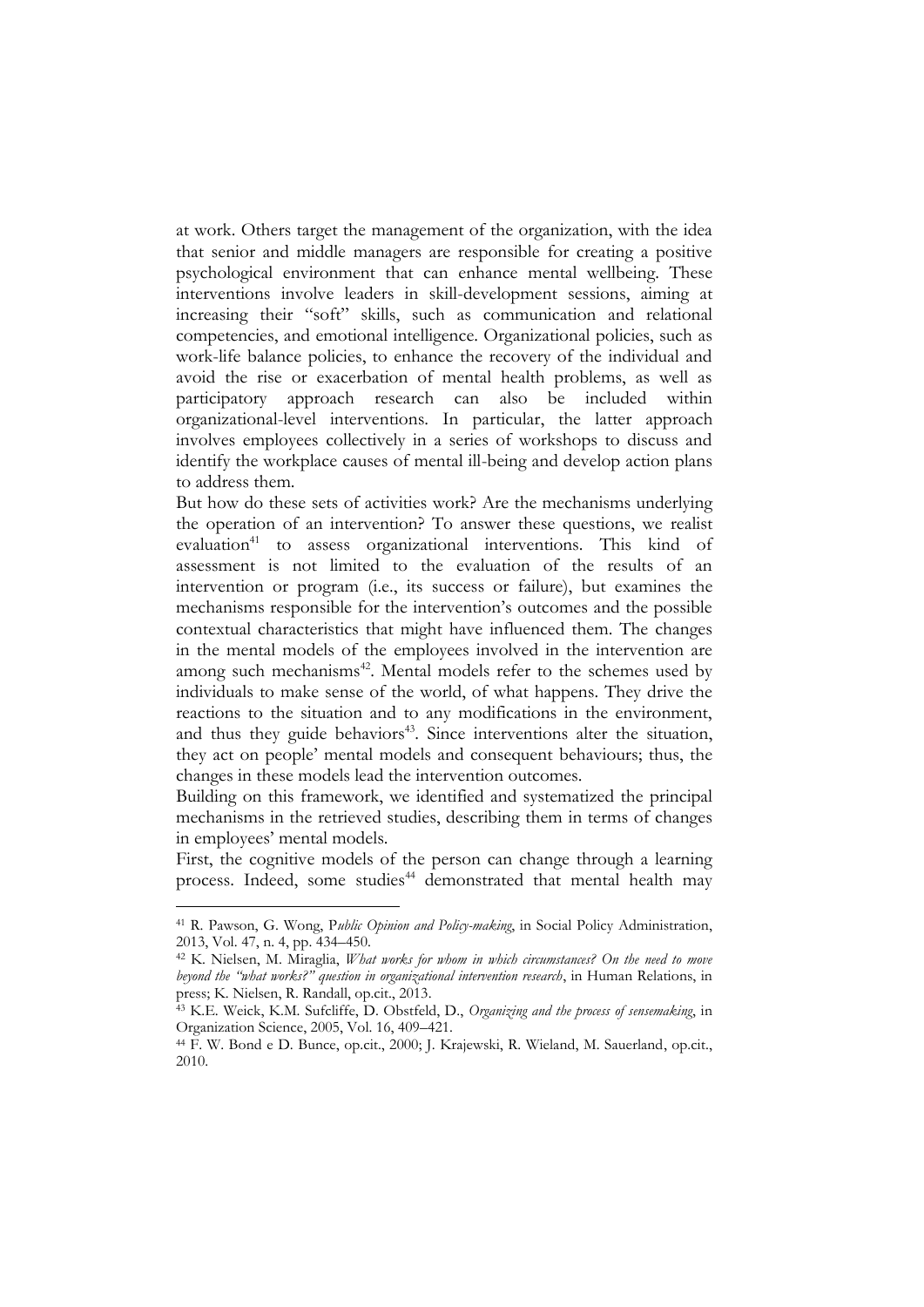at work. Others target the management of the organization, with the idea that senior and middle managers are responsible for creating a positive psychological environment that can enhance mental wellbeing. These interventions involve leaders in skill-development sessions, aiming at increasing their "soft" skills, such as communication and relational competencies, and emotional intelligence. Organizational policies, such as work-life balance policies, to enhance the recovery of the individual and avoid the rise or exacerbation of mental health problems, as well as participatory approach research can also be included within organizational-level interventions. In particular, the latter approach involves employees collectively in a series of workshops to discuss and identify the workplace causes of mental ill-being and develop action plans to address them.

But how do these sets of activities work? Are the mechanisms underlying the operation of an intervention? To answer these questions, we realist evaluation[41] to assess organizational interventions. This kind of assessment is not limited to the evaluation of the results of an intervention or program (i.e., its success or failure), but examines the mechanisms responsible for the intervention's outcomes and the possible contextual characteristics that might have influenced them. The changes in the mental models of the employees involved in the intervention are among such mechanisms[42]. Mental models refer to the schemes used by individuals to make sense of the world, of what happens. They drive the reactions to the situation and to any modifications in the environment, and thus they guide behaviors[43]. Since interventions alter the situation, they act on people' mental models and consequent behaviours; thus, the changes in these models lead the intervention outcomes.

Building on this framework, we identified and systematized the principal mechanisms in the retrieved studies, describing them in terms of changes in employees' mental models.

First, the cognitive models of the person can change through a learning process. Indeed, some studies[44] demonstrated that mental health may

---

[41] R. Pawson, G. Wong, P*ublic Opinion and Policy-making*, in Social Policy Administration, 2013, Vol. 47, n. 4, pp. 434–450.

[42] K. Nielsen, M. Miraglia, *What works for whom in which circumstances? On the need to move beyond the "what works?" question in organizational intervention research*, in Human Relations, in press; K. Nielsen, R. Randall, op.cit., 2013.

[43] K.E. Weick, K.M. Sufcliffe, D. Obstfeld, D., *Organizing and the process of sensemaking*, in Organization Science, 2005, Vol. 16, 409–421.

[44] F. W. Bond e D. Bunce, op.cit., 2000; J. Krajewski, R. Wieland, M. Sauerland, op.cit., 2010.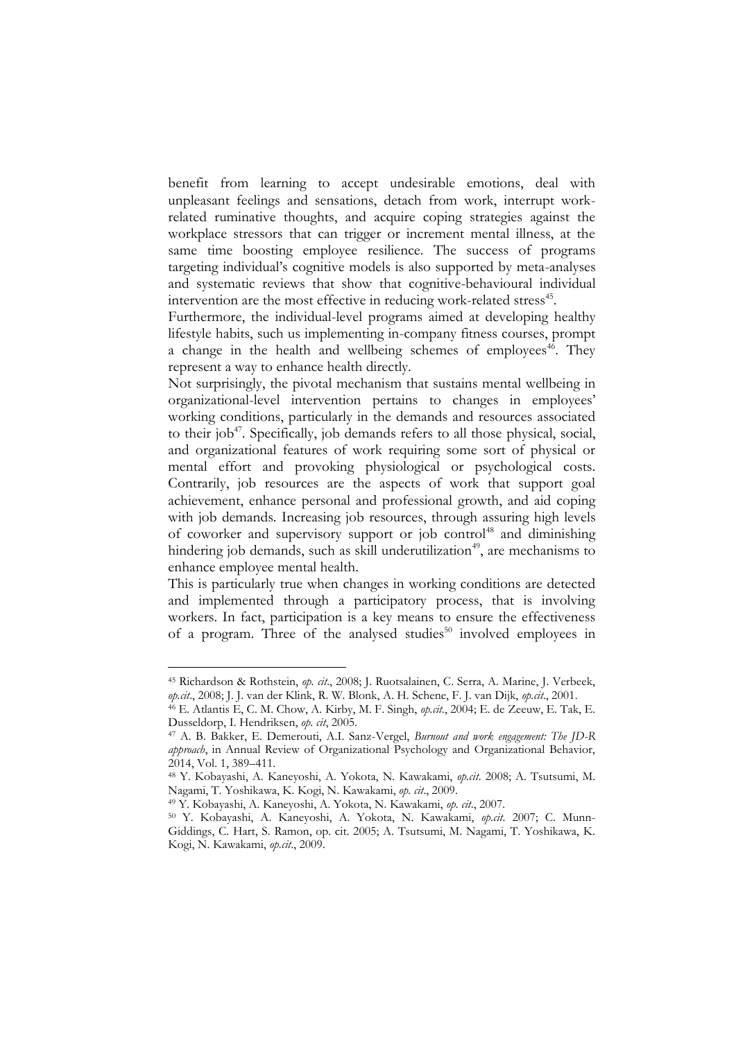benefit from learning to accept undesirable emotions, deal with unpleasant feelings and sensations, detach from work, interrupt work-related ruminative thoughts, and acquire coping strategies against the workplace stressors that can trigger or increment mental illness, at the same time boosting employee resilience. The success of programs targeting individual's cognitive models is also supported by meta-analyses and systematic reviews that show that cognitive-behavioural individual intervention are the most effective in reducing work-related stress[45].

Furthermore, the individual-level programs aimed at developing healthy lifestyle habits, such us implementing in-company fitness courses, prompt a change in the health and wellbeing schemes of employees[46]. They represent a way to enhance health directly.

Not surprisingly, the pivotal mechanism that sustains mental wellbeing in organizational-level intervention pertains to changes in employees' working conditions, particularly in the demands and resources associated to their job[47]. Specifically, job demands refers to all those physical, social, and organizational features of work requiring some sort of physical or mental effort and provoking physiological or psychological costs. Contrarily, job resources are the aspects of work that support goal achievement, enhance personal and professional growth, and aid coping with job demands. Increasing job resources, through assuring high levels of coworker and supervisory support or job control[48] and diminishing hindering job demands, such as skill underutilization[49], are mechanisms to enhance employee mental health.

This is particularly true when changes in working conditions are detected and implemented through a participatory process, that is involving workers. In fact, participation is a key means to ensure the effectiveness of a program. Three of the analysed studies[50] involved employees in

---

[45] Richardson & Rothstein, *op. cit.*, 2008; J. Ruotsalainen, C. Serra, A. Marine, J. Verbeek, *op.cit.*, 2008; J. J. van der Klink, R. W. Blonk, A. H. Schene, F. J. van Dijk, *op.cit.*, 2001.

[46] E. Atlantis E, C. M. Chow, A. Kirby, M. F. Singh, *op.cit.*, 2004; E. de Zeeuw, E. Tak, E. Dusseldorp, I. Hendriksen, *op. cit*, 2005.

[47] A. B. Bakker, E. Demerouti, A.I. Sanz-Vergel, *Burnout and work engagement: The JD-R approach*, in Annual Review of Organizational Psychology and Organizational Behavior, 2014, Vol. 1, 389–411.

[48] Y. Kobayashi, A. Kaneyoshi, A. Yokota, N. Kawakami, *op.cit.* 2008; A. Tsutsumi, M. Nagami, T. Yoshikawa, K. Kogi, N. Kawakami, *op. cit.*, 2009.

[49] Y. Kobayashi, A. Kaneyoshi, A. Yokota, N. Kawakami, *op. cit.*, 2007.

[50] Y. Kobayashi, A. Kaneyoshi, A. Yokota, N. Kawakami, *op.cit.* 2007; C. Munn-Giddings, C. Hart, S. Ramon, op. cit. 2005; A. Tsutsumi, M. Nagami, T. Yoshikawa, K. Kogi, N. Kawakami, *op.cit.*, 2009.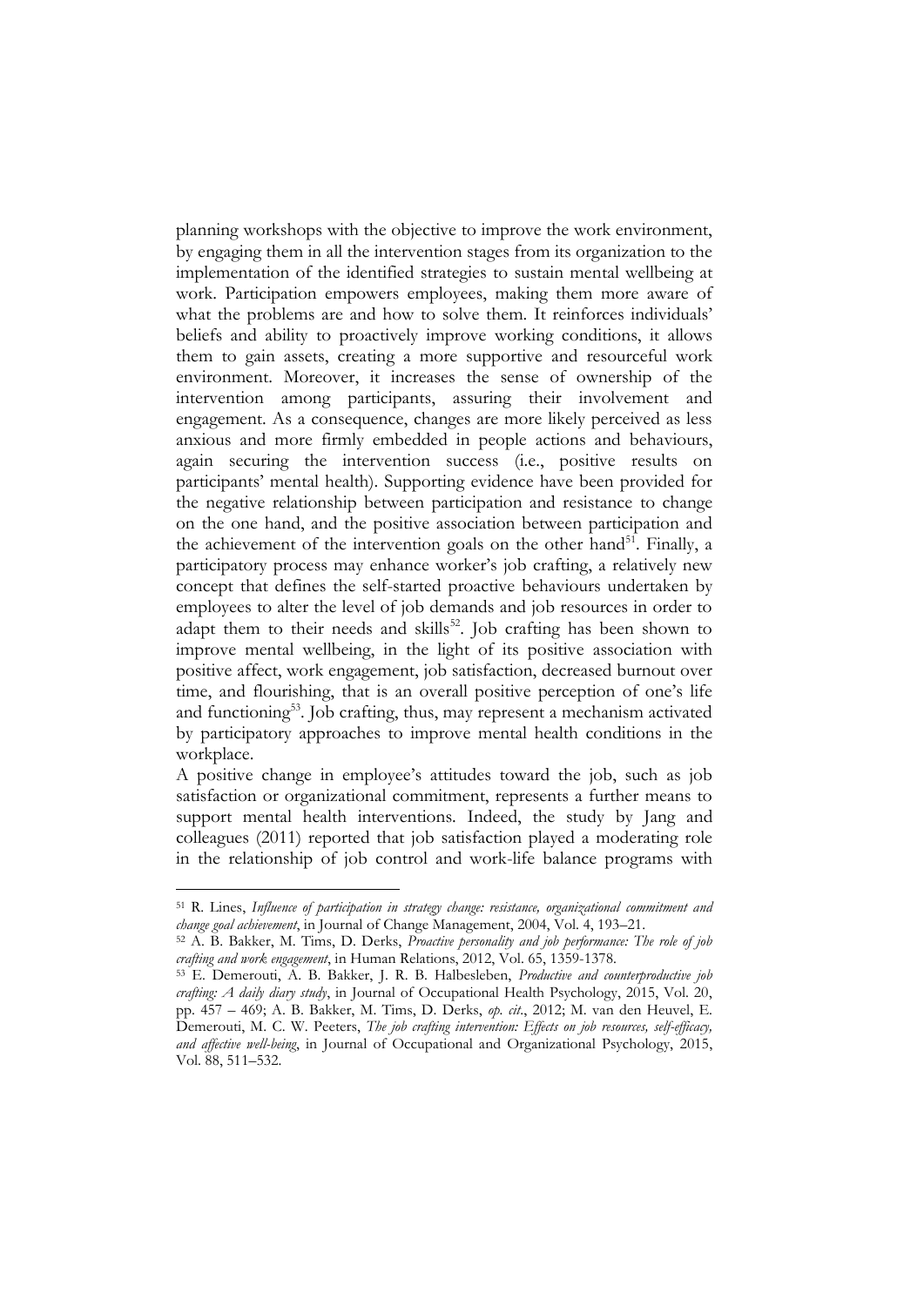planning workshops with the objective to improve the work environment, by engaging them in all the intervention stages from its organization to the implementation of the identified strategies to sustain mental wellbeing at work. Participation empowers employees, making them more aware of what the problems are and how to solve them. It reinforces individuals' beliefs and ability to proactively improve working conditions, it allows them to gain assets, creating a more supportive and resourceful work environment. Moreover, it increases the sense of ownership of the intervention among participants, assuring their involvement and engagement. As a consequence, changes are more likely perceived as less anxious and more firmly embedded in people actions and behaviours, again securing the intervention success (i.e., positive results on participants' mental health). Supporting evidence have been provided for the negative relationship between participation and resistance to change on the one hand, and the positive association between participation and the achievement of the intervention goals on the other hand[51]. Finally, a participatory process may enhance worker's job crafting, a relatively new concept that defines the self-started proactive behaviours undertaken by employees to alter the level of job demands and job resources in order to adapt them to their needs and skills[52]. Job crafting has been shown to improve mental wellbeing, in the light of its positive association with positive affect, work engagement, job satisfaction, decreased burnout over time, and flourishing, that is an overall positive perception of one's life and functioning[53]. Job crafting, thus, may represent a mechanism activated by participatory approaches to improve mental health conditions in the workplace.

A positive change in employee's attitudes toward the job, such as job satisfaction or organizational commitment, represents a further means to support mental health interventions. Indeed, the study by Jang and colleagues (2011) reported that job satisfaction played a moderating role in the relationship of job control and work-life balance programs with

---

[51] R. Lines, *Influence of participation in strategy change: resistance, organizational commitment and change goal achievement*, in Journal of Change Management, 2004, Vol. 4, 193–21.

[52] A. B. Bakker, M. Tims, D. Derks, *Proactive personality and job performance: The role of job crafting and work engagement*, in Human Relations, 2012, Vol. 65, 1359-1378.

[53] E. Demerouti, A. B. Bakker, J. R. B. Halbesleben, *Productive and counterproductive job crafting: A daily diary study*, in Journal of Occupational Health Psychology, 2015, Vol. 20, pp. 457 – 469; A. B. Bakker, M. Tims, D. Derks, *op. cit.*, 2012; M. van den Heuvel, E. Demerouti, M. C. W. Peeters, *The job crafting intervention: Effects on job resources, self-efficacy, and affective well-being*, in Journal of Occupational and Organizational Psychology, 2015, Vol. 88, 511–532.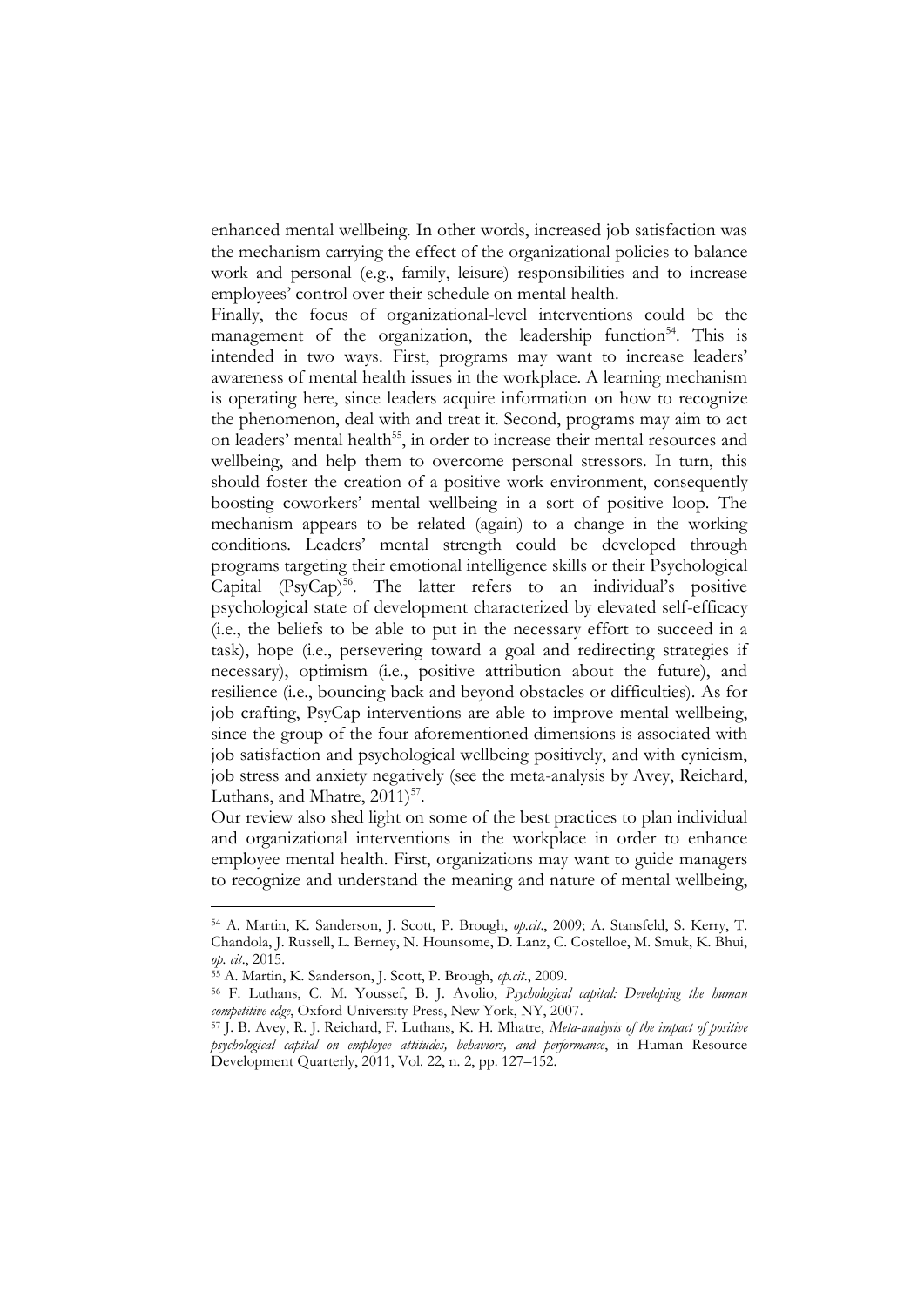enhanced mental wellbeing. In other words, increased job satisfaction was the mechanism carrying the effect of the organizational policies to balance work and personal (e.g., family, leisure) responsibilities and to increase employees' control over their schedule on mental health.

Finally, the focus of organizational-level interventions could be the management of the organization, the leadership function[54]. This is intended in two ways. First, programs may want to increase leaders' awareness of mental health issues in the workplace. A learning mechanism is operating here, since leaders acquire information on how to recognize the phenomenon, deal with and treat it. Second, programs may aim to act on leaders' mental health[55], in order to increase their mental resources and wellbeing, and help them to overcome personal stressors. In turn, this should foster the creation of a positive work environment, consequently boosting coworkers' mental wellbeing in a sort of positive loop. The mechanism appears to be related (again) to a change in the working conditions. Leaders' mental strength could be developed through programs targeting their emotional intelligence skills or their Psychological Capital (PsyCap)[56]. The latter refers to an individual's positive psychological state of development characterized by elevated self-efficacy (i.e., the beliefs to be able to put in the necessary effort to succeed in a task), hope (i.e., persevering toward a goal and redirecting strategies if necessary), optimism (i.e., positive attribution about the future), and resilience (i.e., bouncing back and beyond obstacles or difficulties). As for job crafting, PsyCap interventions are able to improve mental wellbeing, since the group of the four aforementioned dimensions is associated with job satisfaction and psychological wellbeing positively, and with cynicism, job stress and anxiety negatively (see the meta-analysis by Avey, Reichard, Luthans, and Mhatre, 2011)[57].

Our review also shed light on some of the best practices to plan individual and organizational interventions in the workplace in order to enhance employee mental health. First, organizations may want to guide managers to recognize and understand the meaning and nature of mental wellbeing,

---

[54] A. Martin, K. Sanderson, J. Scott, P. Brough, *op.cit.*, 2009; A. Stansfeld, S. Kerry, T. Chandola, J. Russell, L. Berney, N. Hounsome, D. Lanz, C. Costelloe, M. Smuk, K. Bhui, *op. cit.*, 2015.

[55] A. Martin, K. Sanderson, J. Scott, P. Brough, *op.cit.*, 2009.

[56] F. Luthans, C. M. Youssef, B. J. Avolio, *Psychological capital: Developing the human competitive edge*, Oxford University Press, New York, NY, 2007.

[57] J. B. Avey, R. J. Reichard, F. Luthans, K. H. Mhatre, *Meta-analysis of the impact of positive psychological capital on employee attitudes, behaviors, and performance*, in Human Resource Development Quarterly, 2011, Vol. 22, n. 2, pp. 127–152.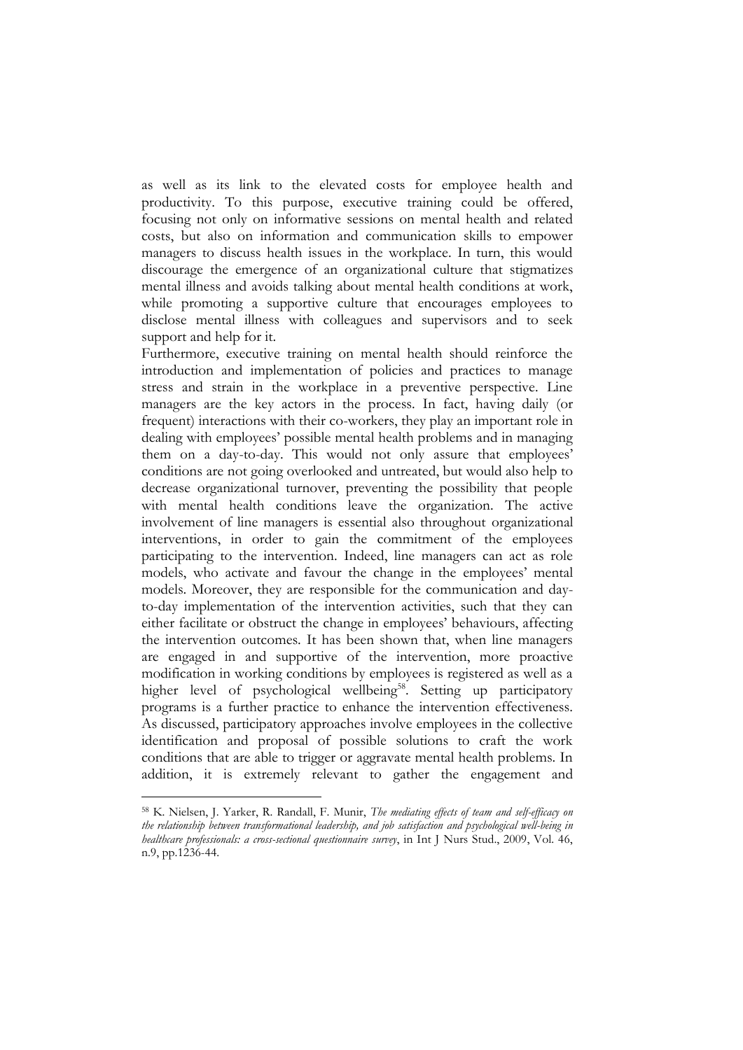as well as its link to the elevated costs for employee health and productivity. To this purpose, executive training could be offered, focusing not only on informative sessions on mental health and related costs, but also on information and communication skills to empower managers to discuss health issues in the workplace. In turn, this would discourage the emergence of an organizational culture that stigmatizes mental illness and avoids talking about mental health conditions at work, while promoting a supportive culture that encourages employees to disclose mental illness with colleagues and supervisors and to seek support and help for it.

Furthermore, executive training on mental health should reinforce the introduction and implementation of policies and practices to manage stress and strain in the workplace in a preventive perspective. Line managers are the key actors in the process. In fact, having daily (or frequent) interactions with their co-workers, they play an important role in dealing with employees' possible mental health problems and in managing them on a day-to-day. This would not only assure that employees' conditions are not going overlooked and untreated, but would also help to decrease organizational turnover, preventing the possibility that people with mental health conditions leave the organization. The active involvement of line managers is essential also throughout organizational interventions, in order to gain the commitment of the employees participating to the intervention. Indeed, line managers can act as role models, who activate and favour the change in the employees' mental models. Moreover, they are responsible for the communication and day-to-day implementation of the intervention activities, such that they can either facilitate or obstruct the change in employees' behaviours, affecting the intervention outcomes. It has been shown that, when line managers are engaged in and supportive of the intervention, more proactive modification in working conditions by employees is registered as well as a higher level of psychological wellbeing[58]. Setting up participatory programs is a further practice to enhance the intervention effectiveness. As discussed, participatory approaches involve employees in the collective identification and proposal of possible solutions to craft the work conditions that are able to trigger or aggravate mental health problems. In addition, it is extremely relevant to gather the engagement and

---

[58] K. Nielsen, J. Yarker, R. Randall, F. Munir, *The mediating effects of team and self-efficacy on the relationship between transformational leadership, and job satisfaction and psychological well-being in healthcare professionals: a cross-sectional questionnaire survey*, in Int J Nurs Stud., 2009, Vol. 46, n.9, pp.1236-44.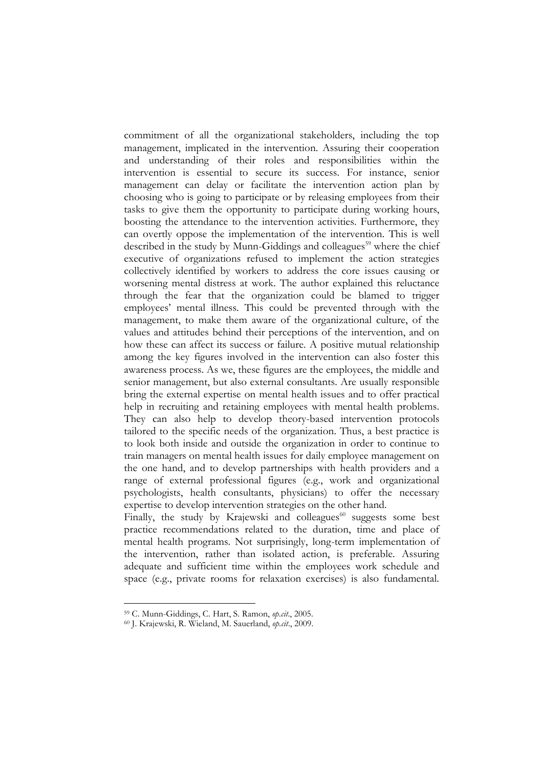commitment of all the organizational stakeholders, including the top management, implicated in the intervention. Assuring their cooperation and understanding of their roles and responsibilities within the intervention is essential to secure its success. For instance, senior management can delay or facilitate the intervention action plan by choosing who is going to participate or by releasing employees from their tasks to give them the opportunity to participate during working hours, boosting the attendance to the intervention activities. Furthermore, they can overtly oppose the implementation of the intervention. This is well described in the study by Munn-Giddings and colleagues[59] where the chief executive of organizations refused to implement the action strategies collectively identified by workers to address the core issues causing or worsening mental distress at work. The author explained this reluctance through the fear that the organization could be blamed to trigger employees' mental illness. This could be prevented through with the management, to make them aware of the organizational culture, of the values and attitudes behind their perceptions of the intervention, and on how these can affect its success or failure. A positive mutual relationship among the key figures involved in the intervention can also foster this awareness process. As we, these figures are the employees, the middle and senior management, but also external consultants. Are usually responsible bring the external expertise on mental health issues and to offer practical help in recruiting and retaining employees with mental health problems. They can also help to develop theory-based intervention protocols tailored to the specific needs of the organization. Thus, a best practice is to look both inside and outside the organization in order to continue to train managers on mental health issues for daily employee management on the one hand, and to develop partnerships with health providers and a range of external professional figures (e.g., work and organizational psychologists, health consultants, physicians) to offer the necessary expertise to develop intervention strategies on the other hand.

Finally, the study by Krajewski and colleagues[60] suggests some best practice recommendations related to the duration, time and place of mental health programs. Not surprisingly, long-term implementation of the intervention, rather than isolated action, is preferable. Assuring adequate and sufficient time within the employees work schedule and space (e.g., private rooms for relaxation exercises) is also fundamental.

---

[59] C. Munn-Giddings, C. Hart, S. Ramon, *op.cit.*, 2005.

[60] J. Krajewski, R. Wieland, M. Sauerland, *op.cit.*, 2009.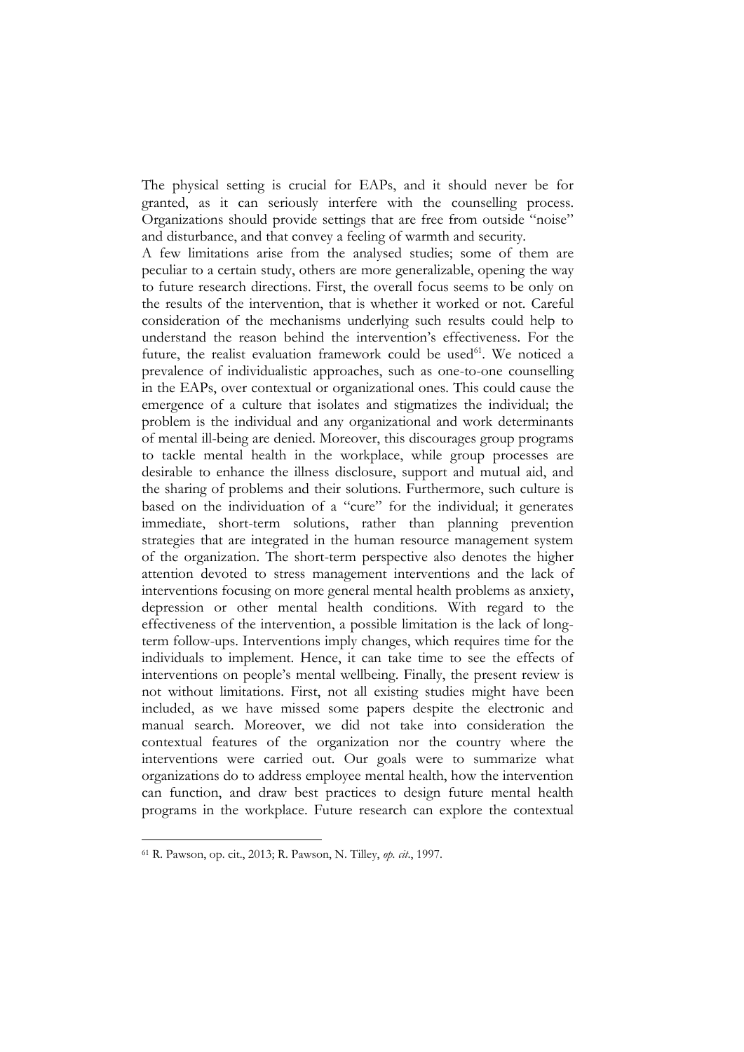The physical setting is crucial for EAPs, and it should never be for granted, as it can seriously interfere with the counselling process. Organizations should provide settings that are free from outside "noise" and disturbance, and that convey a feeling of warmth and security.

A few limitations arise from the analysed studies; some of them are peculiar to a certain study, others are more generalizable, opening the way to future research directions. First, the overall focus seems to be only on the results of the intervention, that is whether it worked or not. Careful consideration of the mechanisms underlying such results could help to understand the reason behind the intervention's effectiveness. For the future, the realist evaluation framework could be used[61]. We noticed a prevalence of individualistic approaches, such as one-to-one counselling in the EAPs, over contextual or organizational ones. This could cause the emergence of a culture that isolates and stigmatizes the individual; the problem is the individual and any organizational and work determinants of mental ill-being are denied. Moreover, this discourages group programs to tackle mental health in the workplace, while group processes are desirable to enhance the illness disclosure, support and mutual aid, and the sharing of problems and their solutions. Furthermore, such culture is based on the individuation of a "cure" for the individual; it generates immediate, short-term solutions, rather than planning prevention strategies that are integrated in the human resource management system of the organization. The short-term perspective also denotes the higher attention devoted to stress management interventions and the lack of interventions focusing on more general mental health problems as anxiety, depression or other mental health conditions. With regard to the effectiveness of the intervention, a possible limitation is the lack of long-term follow-ups. Interventions imply changes, which requires time for the individuals to implement. Hence, it can take time to see the effects of interventions on people's mental wellbeing. Finally, the present review is not without limitations. First, not all existing studies might have been included, as we have missed some papers despite the electronic and manual search. Moreover, we did not take into consideration the contextual features of the organization nor the country where the interventions were carried out. Our goals were to summarize what organizations do to address employee mental health, how the intervention can function, and draw best practices to design future mental health programs in the workplace. Future research can explore the contextual

---

[61] R. Pawson, op. cit., 2013; R. Pawson, N. Tilley, *op. cit.*, 1997.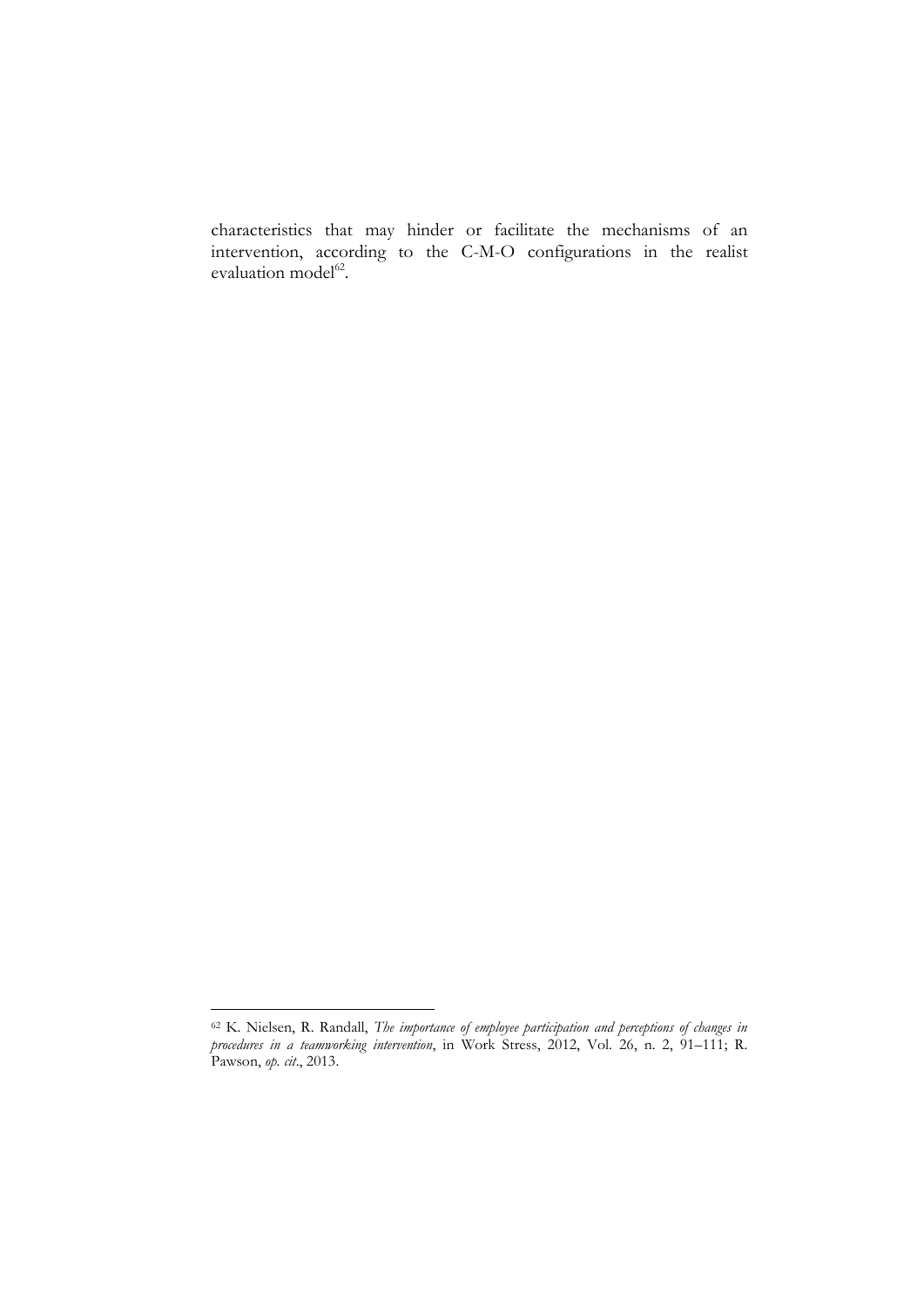characteristics that may hinder or facilitate the mechanisms of an intervention, according to the C-M-O configurations in the realist evaluation model[62].

[62] K. Nielsen, R. Randall, *The importance of employee participation and perceptions of changes in procedures in a teamworking intervention*, in Work Stress, 2012, Vol. 26, n. 2, 91–111; R. Pawson, *op. cit*., 2013.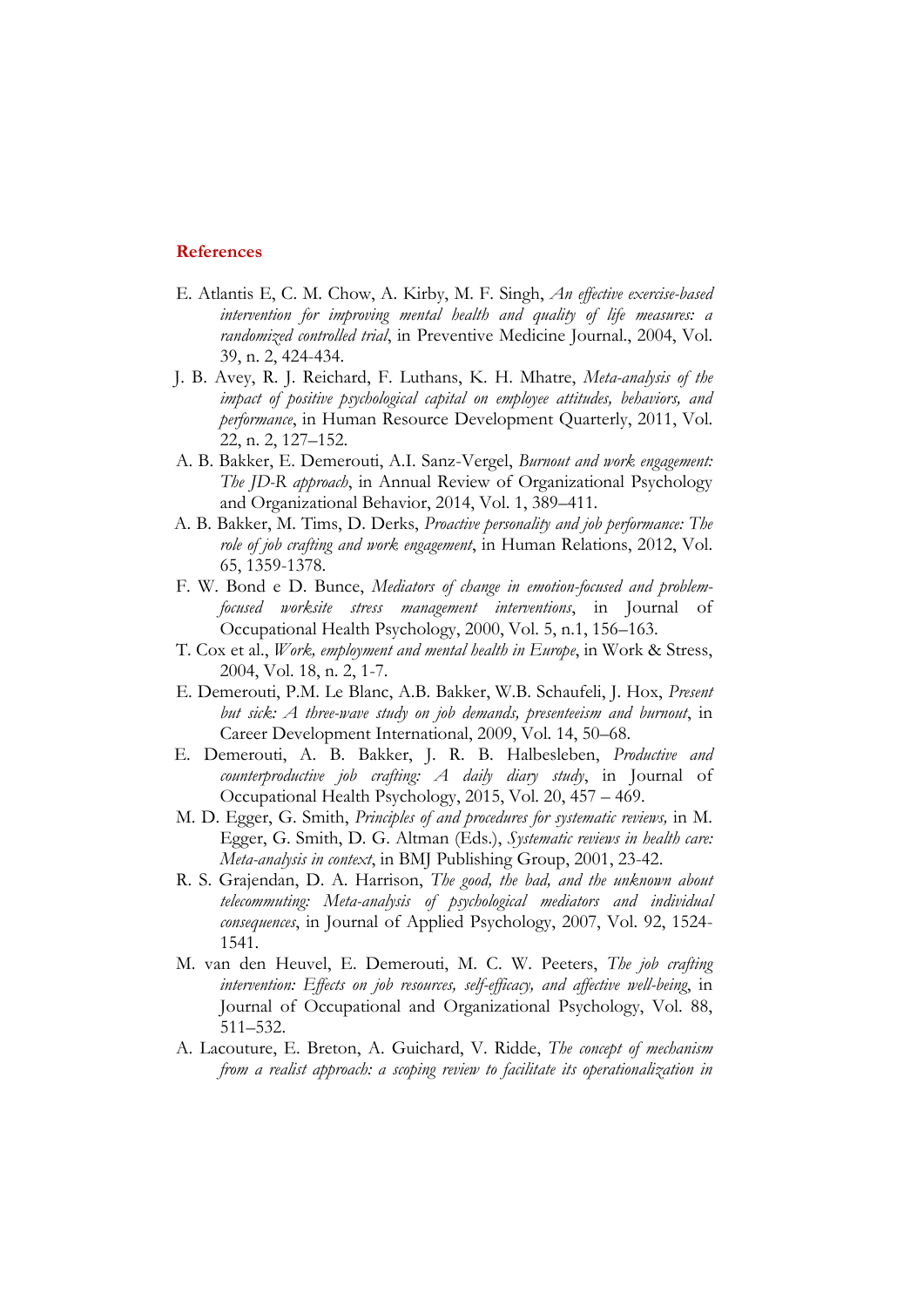## References

E. Atlantis E, C. M. Chow, A. Kirby, M. F. Singh, *An effective exercise-based intervention for improving mental health and quality of life measures: a randomized controlled trial*, in Preventive Medicine Journal., 2004, Vol. 39, n. 2, 424-434.

J. B. Avey, R. J. Reichard, F. Luthans, K. H. Mhatre, *Meta-analysis of the impact of positive psychological capital on employee attitudes, behaviors, and performance*, in Human Resource Development Quarterly, 2011, Vol. 22, n. 2, 127–152.

A. B. Bakker, E. Demerouti, A.I. Sanz-Vergel, *Burnout and work engagement: The JD-R approach*, in Annual Review of Organizational Psychology and Organizational Behavior, 2014, Vol. 1, 389–411.

A. B. Bakker, M. Tims, D. Derks, *Proactive personality and job performance: The role of job crafting and work engagement*, in Human Relations, 2012, Vol. 65, 1359-1378.

F. W. Bond e D. Bunce, *Mediators of change in emotion-focused and problem-focused worksite stress management interventions*, in Journal of Occupational Health Psychology, 2000, Vol. 5, n.1, 156–163.

T. Cox et al., *Work, employment and mental health in Europe*, in Work & Stress, 2004, Vol. 18, n. 2, 1-7.

E. Demerouti, P.M. Le Blanc, A.B. Bakker, W.B. Schaufeli, J. Hox, *Present but sick: A three-wave study on job demands, presenteeism and burnout*, in Career Development International, 2009, Vol. 14, 50–68.

E. Demerouti, A. B. Bakker, J. R. B. Halbesleben, *Productive and counterproductive job crafting: A daily diary study*, in Journal of Occupational Health Psychology, 2015, Vol. 20, 457 – 469.

M. D. Egger, G. Smith, *Principles of and procedures for systematic reviews,* in M. Egger, G. Smith, D. G. Altman (Eds.), *Systematic reviews in health care: Meta-analysis in context*, in BMJ Publishing Group, 2001, 23-42.

R. S. Grajendan, D. A. Harrison, *The good, the bad, and the unknown about telecommuting: Meta-analysis of psychological mediators and individual consequences*, in Journal of Applied Psychology, 2007, Vol. 92, 1524-1541.

M. van den Heuvel, E. Demerouti, M. C. W. Peeters, *The job crafting intervention: Effects on job resources, self-efficacy, and affective well-being*, in Journal of Occupational and Organizational Psychology, Vol. 88, 511–532.

A. Lacouture, E. Breton, A. Guichard, V. Ridde, *The concept of mechanism from a realist approach: a scoping review to facilitate its operationalization in*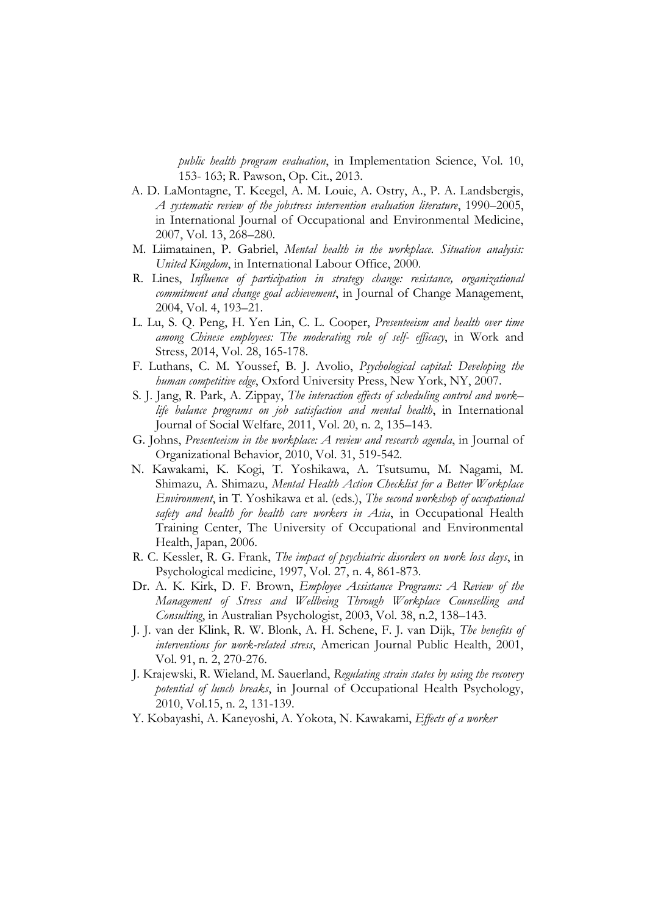*public health program evaluation*, in Implementation Science, Vol. 10, 153- 163; R. Pawson, Op. Cit., 2013.

A. D. LaMontagne, T. Keegel, A. M. Louie, A. Ostry, A., P. A. Landsbergis, *A systematic review of the jobstress intervention evaluation literature*, 1990–2005, in International Journal of Occupational and Environmental Medicine, 2007, Vol. 13, 268–280.

M. Liimatainen, P. Gabriel, *Mental health in the workplace. Situation analysis: United Kingdom*, in International Labour Office, 2000.

R. Lines, *Influence of participation in strategy change: resistance, organizational commitment and change goal achievement*, in Journal of Change Management, 2004, Vol. 4, 193–21.

L. Lu, S. Q. Peng, H. Yen Lin, C. L. Cooper, *Presenteeism and health over time among Chinese employees: The moderating role of self- efficacy*, in Work and Stress, 2014, Vol. 28, 165-178.

F. Luthans, C. M. Youssef, B. J. Avolio, *Psychological capital: Developing the human competitive edge*, Oxford University Press, New York, NY, 2007.

S. J. Jang, R. Park, A. Zippay, *The interaction effects of scheduling control and work–life balance programs on job satisfaction and mental health*, in International Journal of Social Welfare, 2011, Vol. 20, n. 2, 135–143.

G. Johns, *Presenteeism in the workplace: A review and research agenda*, in Journal of Organizational Behavior, 2010, Vol. 31, 519-542.

N. Kawakami, K. Kogi, T. Yoshikawa, A. Tsutsumu, M. Nagami, M. Shimazu, A. Shimazu, *Mental Health Action Checklist for a Better Workplace Environment*, in T. Yoshikawa et al. (eds.), *The second workshop of occupational safety and health for health care workers in Asia*, in Occupational Health Training Center, The University of Occupational and Environmental Health, Japan, 2006.

R. C. Kessler, R. G. Frank, *The impact of psychiatric disorders on work loss days*, in Psychological medicine, 1997, Vol. 27, n. 4, 861-873.

Dr. A. K. Kirk, D. F. Brown, *Employee Assistance Programs: A Review of the Management of Stress and Wellbeing Through Workplace Counselling and Consulting*, in Australian Psychologist, 2003, Vol. 38, n.2, 138–143.

J. J. van der Klink, R. W. Blonk, A. H. Schene, F. J. van Dijk, *The benefits of interventions for work-related stress*, American Journal Public Health, 2001, Vol. 91, n. 2, 270-276.

J. Krajewski, R. Wieland, M. Sauerland, *Regulating strain states by using the recovery potential of lunch breaks*, in Journal of Occupational Health Psychology, 2010, Vol.15, n. 2, 131-139.

Y. Kobayashi, A. Kaneyoshi, A. Yokota, N. Kawakami, *Effects of a worker*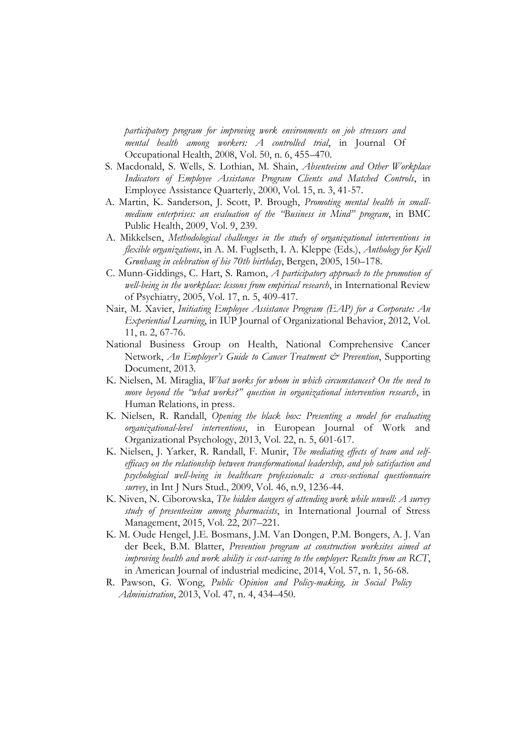*participatory program for improving work environments on job stressors and mental health among workers: A controlled trial*, in Journal Of Occupational Health, 2008, Vol. 50, n. 6, 455–470.

S. Macdonald, S. Wells, S. Lothian, M. Shain, *Absenteeism and Other Workplace Indicators of Employee Assistance Program Clients and Matched Controls*, in Employee Assistance Quarterly, 2000, Vol. 15, n. 3, 41-57.

A. Martin, K. Sanderson, J. Scott, P. Brough, *Promoting mental health in small-medium enterprises: an evaluation of the "Business in Mind" program*, in BMC Public Health, 2009, Vol. 9, 239.

A. Mikkelsen, *Methodological challenges in the study of organizational interventions in flexible organizations*, in A. M. Fuglseth, I. A. Kleppe (Eds.), *Anthology for Kjell Grønhaug in celebration of his 70th birthday*, Bergen, 2005, 150–178.

C. Munn-Giddings, C. Hart, S. Ramon, *A participatory approach to the promotion of well-being in the workplace: lessons from empirical research*, in International Review of Psychiatry, 2005, Vol. 17, n. 5, 409-417.

Nair, M. Xavier, *Initiating Employee Assistance Program (EAP) for a Corporate: An Experiential Learning*, in IUP Journal of Organizational Behavior, 2012, Vol. 11, n. 2, 67-76.

National Business Group on Health, National Comprehensive Cancer Network, *An Employer's Guide to Cancer Treatment & Prevention*, Supporting Document, 2013.

K. Nielsen, M. Miraglia, *What works for whom in which circumstances? On the need to move beyond the "what works?" question in organizational intervention research*, in Human Relations, in press.

K. Nielsen, R. Randall, *Opening the black box: Presenting a model for evaluating organizational-level interventions*, in European Journal of Work and Organizational Psychology, 2013, Vol. 22, n. 5, 601-617.

K. Nielsen, J. Yarker, R. Randall, F. Munir, *The mediating effects of team and self-efficacy on the relationship between transformational leadership, and job satisfaction and psychological well-being in healthcare professionals: a cross-sectional questionnaire survey*, in Int J Nurs Stud., 2009, Vol. 46, n.9, 1236-44.

K. Niven, N. Ciborowska, *The hidden dangers of attending work while unwell: A survey study of presenteeism among pharmacists*, in International Journal of Stress Management, 2015, Vol. 22, 207–221.

K. M. Oude Hengel, J.E. Bosmans, J.M. Van Dongen, P.M. Bongers, A. J. Van der Beek, B.M. Blatter, *Prevention program at construction worksites aimed at improving health and work ability is cost-saving to the employer: Results from an RCT*, in American Journal of industrial medicine, 2014, Vol. 57, n. 1, 56-68.

R. Pawson, G. Wong, *Public Opinion and Policy-making, in Social Policy Administration*, 2013, Vol. 47, n. 4, 434–450.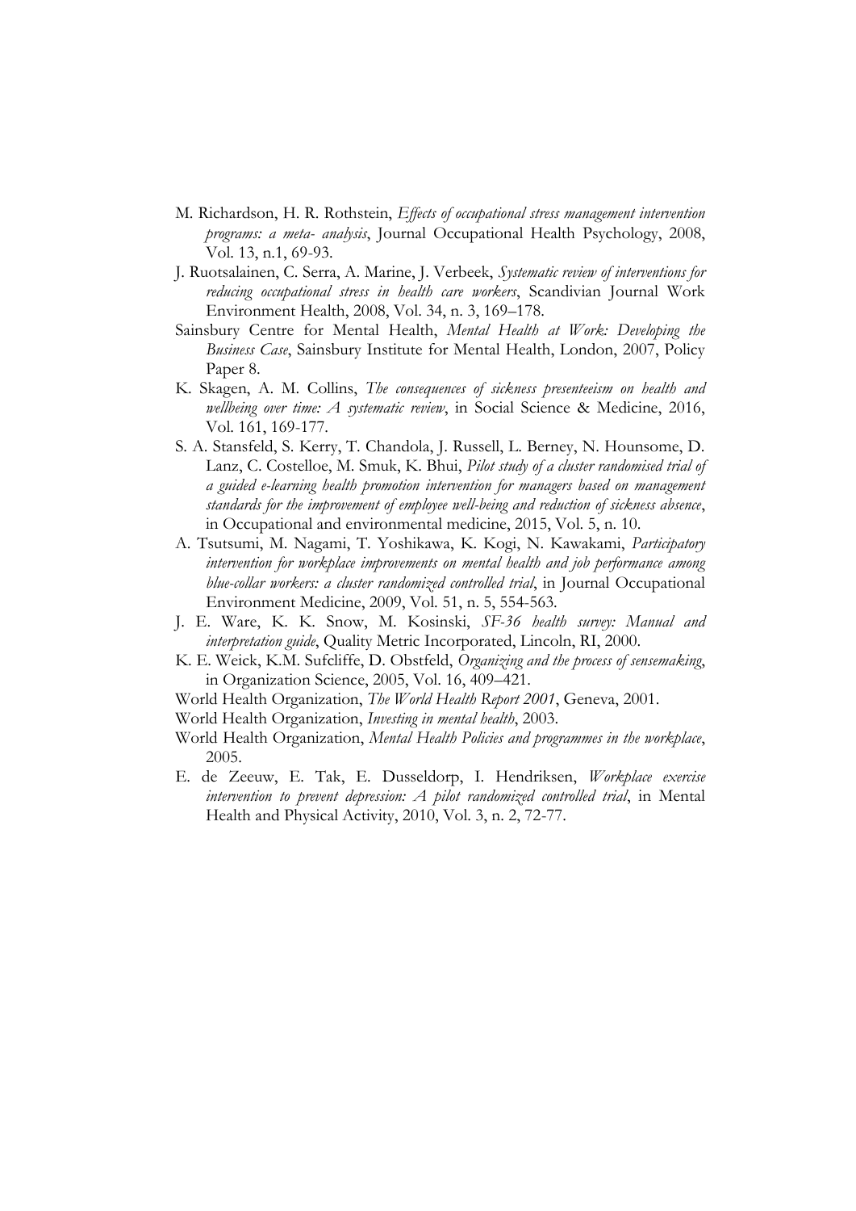M. Richardson, H. R. Rothstein, *Effects of occupational stress management intervention programs: a meta- analysis*, Journal Occupational Health Psychology, 2008, Vol. 13, n.1, 69-93.

J. Ruotsalainen, C. Serra, A. Marine, J. Verbeek, *Systematic review of interventions for reducing occupational stress in health care workers*, Scandivian Journal Work Environment Health, 2008, Vol. 34, n. 3, 169–178.

Sainsbury Centre for Mental Health, *Mental Health at Work: Developing the Business Case*, Sainsbury Institute for Mental Health, London, 2007, Policy Paper 8.

K. Skagen, A. M. Collins, *The consequences of sickness presenteeism on health and wellbeing over time: A systematic review*, in Social Science & Medicine, 2016, Vol. 161, 169-177.

S. A. Stansfeld, S. Kerry, T. Chandola, J. Russell, L. Berney, N. Hounsome, D. Lanz, C. Costelloe, M. Smuk, K. Bhui, *Pilot study of a cluster randomised trial of a guided e-learning health promotion intervention for managers based on management standards for the improvement of employee well-being and reduction of sickness absence*, in Occupational and environmental medicine, 2015, Vol. 5, n. 10.

A. Tsutsumi, M. Nagami, T. Yoshikawa, K. Kogi, N. Kawakami, *Participatory intervention for workplace improvements on mental health and job performance among blue-collar workers: a cluster randomized controlled trial*, in Journal Occupational Environment Medicine, 2009, Vol. 51, n. 5, 554-563.

J. E. Ware, K. K. Snow, M. Kosinski, *SF-36 health survey: Manual and interpretation guide*, Quality Metric Incorporated, Lincoln, RI, 2000.

K. E. Weick, K.M. Sufcliffe, D. Obstfeld, *Organizing and the process of sensemaking*, in Organization Science, 2005, Vol. 16, 409–421.

World Health Organization, *The World Health Report 2001*, Geneva, 2001.

World Health Organization, *Investing in mental health*, 2003.

World Health Organization, *Mental Health Policies and programmes in the workplace*, 2005.

E. de Zeeuw, E. Tak, E. Dusseldorp, I. Hendriksen, *Workplace exercise intervention to prevent depression: A pilot randomized controlled trial*, in Mental Health and Physical Activity, 2010, Vol. 3, n. 2, 72-77.